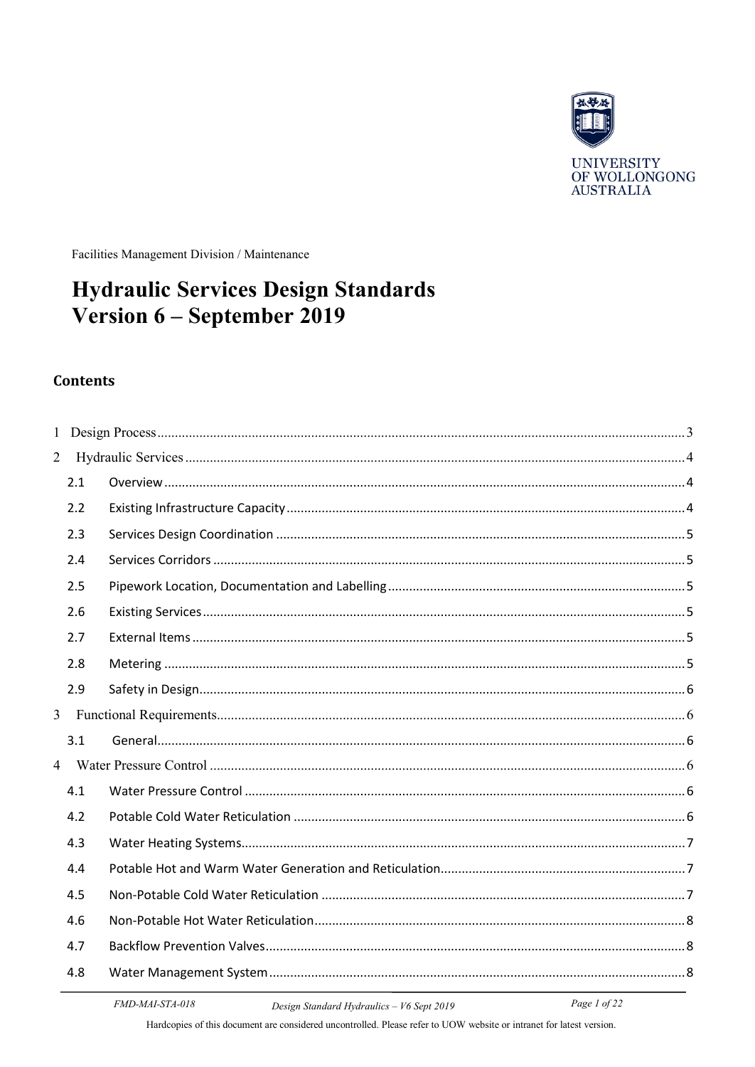UNIVERSITY OF WOLLONGONG AUSTRALIA

Facilities Management Division / Maintenance

# Hydraulic Services Design Standards Version 6 – September 2019

## Contents

1 Design Process .... 3

2 Hydraulic Services .... 4

- 2.1 Overview .... 4
- 2.2 Existing Infrastructure Capacity .... 4
- 2.3 Services Design Coordination .... 5
- 2.4 Services Corridors .... 5
- 2.5 Pipework Location, Documentation and Labelling .... 5
- 2.6 Existing Services .... 5
- 2.7 External Items .... 5
- 2.8 Metering .... 5
- 2.9 Safety in Design .... 6

3 Functional Requirements .... 6

- 3.1 General .... 6

4 Water Pressure Control .... 6

- 4.1 Water Pressure Control .... 6
- 4.2 Potable Cold Water Reticulation .... 6
- 4.3 Water Heating Systems .... 7
- 4.4 Potable Hot and Warm Water Generation and Reticulation .... 7
- 4.5 Non-Potable Cold Water Reticulation .... 7
- 4.6 Non-Potable Hot Water Reticulation .... 8
- 4.7 Backflow Prevention Valves .... 8
- 4.8 Water Management System .... 8

FMD-MAI-STA-018 Design Standard Hydraulics – V6 Sept 2019

Hardcopies of this document are considered uncontrolled. Please refer to UOW website or intranet for latest version.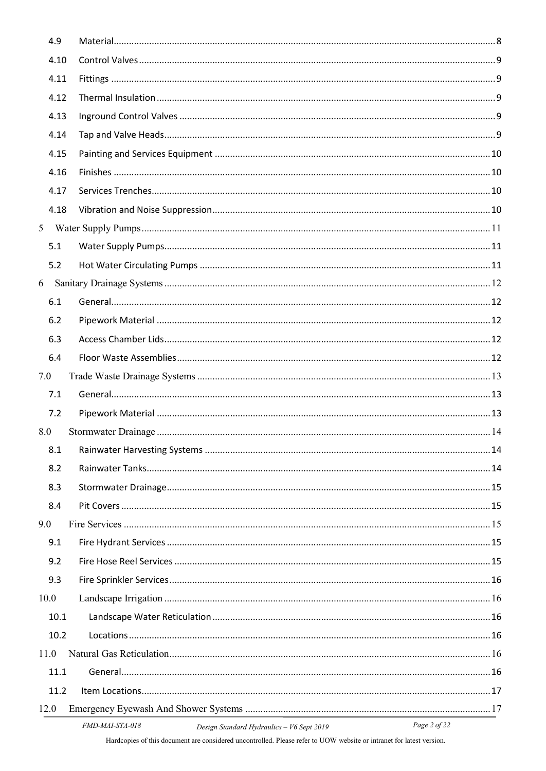| | | |
|---|---|---|
| 4.9 | Material | 8 |
| 4.10 | Control Valves | 9 |
| 4.11 | Fittings | 9 |
| 4.12 | Thermal Insulation | 9 |
| 4.13 | Inground Control Valves | 9 |
| 4.14 | Tap and Valve Heads | 9 |
| 4.15 | Painting and Services Equipment | 10 |
| 4.16 | Finishes | 10 |
| 4.17 | Services Trenches | 10 |
| 4.18 | Vibration and Noise Suppression | 10 |
| 5 | Water Supply Pumps | 11 |
| 5.1 | Water Supply Pumps | 11 |
| 5.2 | Hot Water Circulating Pumps | 11 |
| 6 | Sanitary Drainage Systems | 12 |
| 6.1 | General | 12 |
| 6.2 | Pipework Material | 12 |
| 6.3 | Access Chamber Lids | 12 |
| 6.4 | Floor Waste Assemblies | 12 |
| 7.0 | Trade Waste Drainage Systems | 13 |
| 7.1 | General | 13 |
| 7.2 | Pipework Material | 13 |
| 8.0 | Stormwater Drainage | 14 |
| 8.1 | Rainwater Harvesting Systems | 14 |
| 8.2 | Rainwater Tanks | 14 |
| 8.3 | Stormwater Drainage | 15 |
| 8.4 | Pit Covers | 15 |
| 9.0 | Fire Services | 15 |
| 9.1 | Fire Hydrant Services | 15 |
| 9.2 | Fire Hose Reel Services | 15 |
| 9.3 | Fire Sprinkler Services | 16 |
| 10.0 | Landscape Irrigation | 16 |
| 10.1 | Landscape Water Reticulation | 16 |
| 10.2 | Locations | 16 |
| 11.0 | Natural Gas Reticulation | 16 |
| 11.1 | General | 16 |
| 11.2 | Item Locations | 17 |
| 12.0 | Emergency Eyewash And Shower Systems | 17 |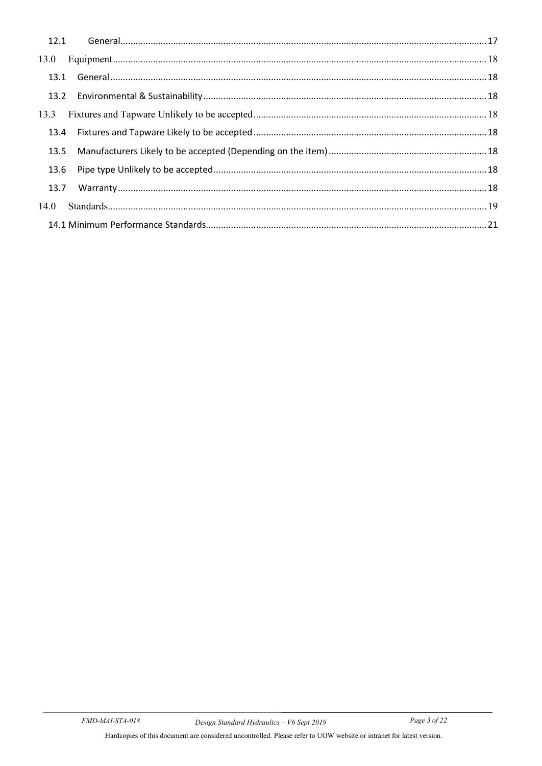12.1 General ....... 17

13.0 Equipment ....... 18

13.1 General ....... 18

13.2 Environmental & Sustainability ....... 18

13.3 Fixtures and Tapware Unlikely to be accepted ....... 18

13.4 Fixtures and Tapware Likely to be accepted ....... 18

13.5 Manufacturers Likely to be accepted (Depending on the item) ....... 18

13.6 Pipe type Unlikely to be accepted ....... 18

13.7 Warranty ....... 18

14.0 Standards ....... 19

14.1 Minimum Performance Standards ....... 21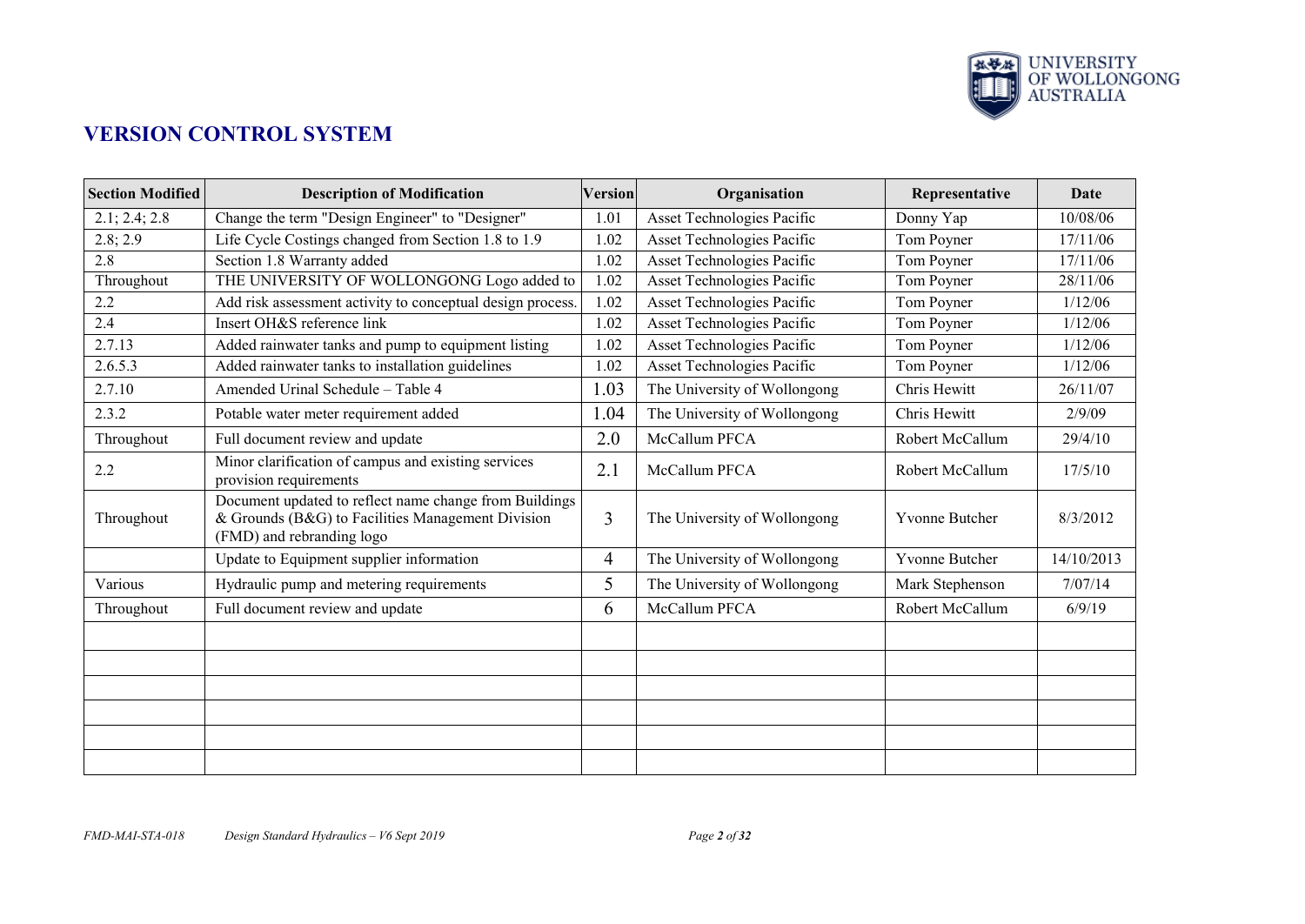## VERSION CONTROL SYSTEM

| Section Modified | Description of Modification | Version | Organisation | Representative | Date |
|---|---|---|---|---|---|
| 2.1; 2.4; 2.8 | Change the term "Design Engineer" to "Designer" | 1.01 | Asset Technologies Pacific | Donny Yap | 10/08/06 |
| 2.8; 2.9 | Life Cycle Costings changed from Section 1.8 to 1.9 | 1.02 | Asset Technologies Pacific | Tom Poyner | 17/11/06 |
| 2.8 | Section 1.8 Warranty added | 1.02 | Asset Technologies Pacific | Tom Poyner | 17/11/06 |
| Throughout | THE UNIVERSITY OF WOLLONGONG Logo added to | 1.02 | Asset Technologies Pacific | Tom Poyner | 28/11/06 |
| 2.2 | Add risk assessment activity to conceptual design process. | 1.02 | Asset Technologies Pacific | Tom Poyner | 1/12/06 |
| 2.4 | Insert OH&S reference link | 1.02 | Asset Technologies Pacific | Tom Poyner | 1/12/06 |
| 2.7.13 | Added rainwater tanks and pump to equipment listing | 1.02 | Asset Technologies Pacific | Tom Poyner | 1/12/06 |
| 2.6.5.3 | Added rainwater tanks to installation guidelines | 1.02 | Asset Technologies Pacific | Tom Poyner | 1/12/06 |
| 2.7.10 | Amended Urinal Schedule – Table 4 | 1.03 | The University of Wollongong | Chris Hewitt | 26/11/07 |
| 2.3.2 | Potable water meter requirement added | 1.04 | The University of Wollongong | Chris Hewitt | 2/9/09 |
| Throughout | Full document review and update | 2.0 | McCallum PFCA | Robert McCallum | 29/4/10 |
| 2.2 | Minor clarification of campus and existing services provision requirements | 2.1 | McCallum PFCA | Robert McCallum | 17/5/10 |
| Throughout | Document updated to reflect name change from Buildings & Grounds (B&G) to Facilities Management Division (FMD) and rebranding logo | 3 | The University of Wollongong | Yvonne Butcher | 8/3/2012 |
| | Update to Equipment supplier information | 4 | The University of Wollongong | Yvonne Butcher | 14/10/2013 |
| Various | Hydraulic pump and metering requirements | 5 | The University of Wollongong | Mark Stephenson | 7/07/14 |
| Throughout | Full document review and update | 6 | McCallum PFCA | Robert McCallum | 6/9/19 |
| | | | | | |
| | | | | | |
| | | | | | |
| | | | | | |
| | | | | | |
| | | | | | |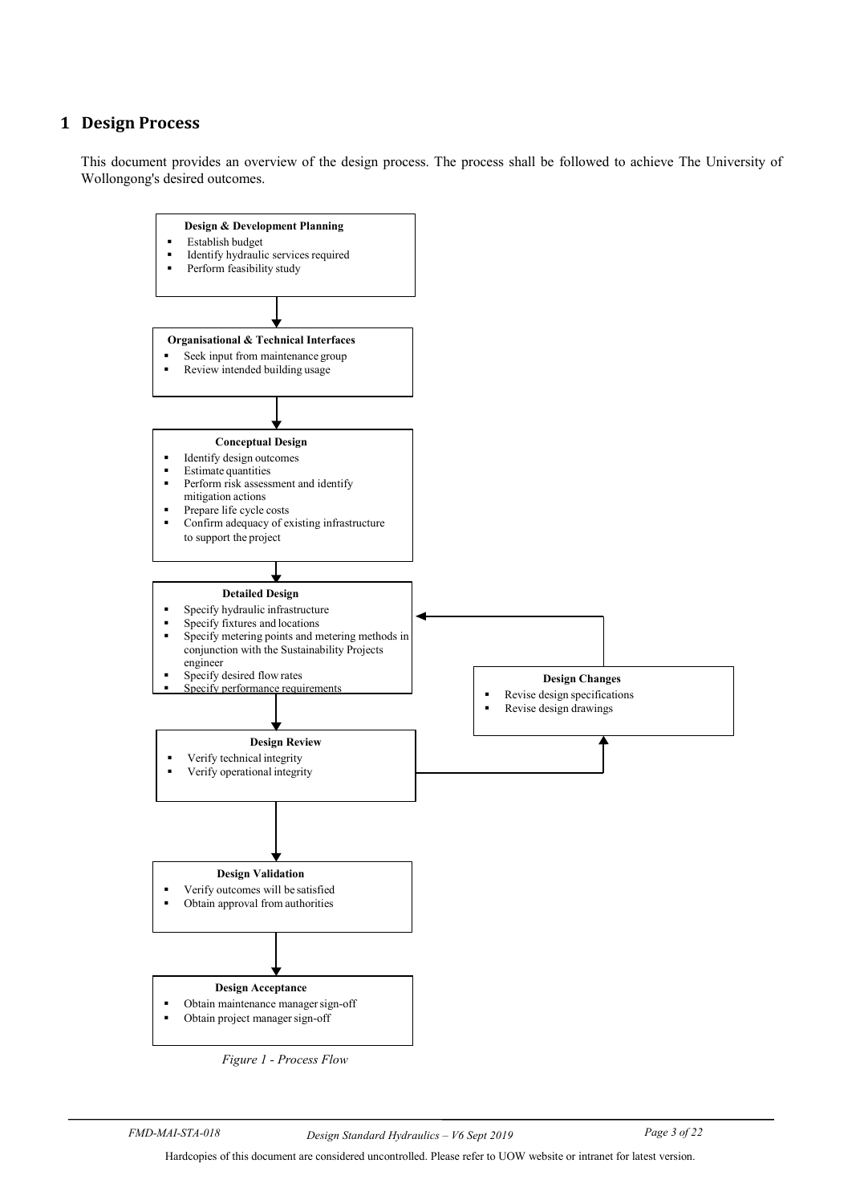# 1 Design Process

This document provides an overview of the design process. The process shall be followed to achieve The University of Wollongong's desired outcomes.

**Design & Development Planning**

- Establish budget
- Identify hydraulic services required
- Perform feasibility study

**Organisational & Technical Interfaces**

- Seek input from maintenance group
- Review intended building usage

**Conceptual Design**

- Identify design outcomes
- Estimate quantities
- Perform risk assessment and identify mitigation actions
- Prepare life cycle costs
- Confirm adequacy of existing infrastructure to support the project

**Detailed Design**

- Specify hydraulic infrastructure
- Specify fixtures and locations
- Specify metering points and metering methods in conjunction with the Sustainability Projects engineer
- Specify desired flow rates
- Specify performance requirements

**Design Review**

- Verify technical integrity
- Verify operational integrity

**Design Changes**

- Revise design specifications
- Revise design drawings

**Design Validation**

- Verify outcomes will be satisfied
- Obtain approval from authorities

**Design Acceptance**

- Obtain maintenance manager sign-off
- Obtain project manager sign-off

*Figure 1 - Process Flow*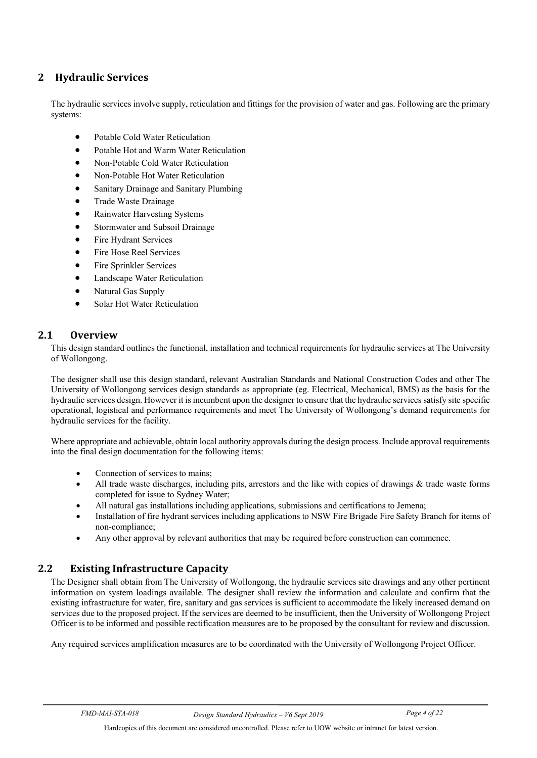# 2 Hydraulic Services

The hydraulic services involve supply, reticulation and fittings for the provision of water and gas. Following are the primary systems:

- Potable Cold Water Reticulation
- Potable Hot and Warm Water Reticulation
- Non-Potable Cold Water Reticulation
- Non-Potable Hot Water Reticulation
- Sanitary Drainage and Sanitary Plumbing
- Trade Waste Drainage
- Rainwater Harvesting Systems
- Stormwater and Subsoil Drainage
- Fire Hydrant Services
- Fire Hose Reel Services
- Fire Sprinkler Services
- Landscape Water Reticulation
- Natural Gas Supply
- Solar Hot Water Reticulation

## 2.1 Overview

This design standard outlines the functional, installation and technical requirements for hydraulic services at The University of Wollongong.

The designer shall use this design standard, relevant Australian Standards and National Construction Codes and other The University of Wollongong services design standards as appropriate (eg. Electrical, Mechanical, BMS) as the basis for the hydraulic services design. However it is incumbent upon the designer to ensure that the hydraulic services satisfy site specific operational, logistical and performance requirements and meet The University of Wollongong's demand requirements for hydraulic services for the facility.

Where appropriate and achievable, obtain local authority approvals during the design process. Include approval requirements into the final design documentation for the following items:

- Connection of services to mains;
- All trade waste discharges, including pits, arrestors and the like with copies of drawings & trade waste forms completed for issue to Sydney Water;
- All natural gas installations including applications, submissions and certifications to Jemena;
- Installation of fire hydrant services including applications to NSW Fire Brigade Fire Safety Branch for items of non-compliance;
- Any other approval by relevant authorities that may be required before construction can commence.

## 2.2 Existing Infrastructure Capacity

The Designer shall obtain from The University of Wollongong, the hydraulic services site drawings and any other pertinent information on system loadings available. The designer shall review the information and calculate and confirm that the existing infrastructure for water, fire, sanitary and gas services is sufficient to accommodate the likely increased demand on services due to the proposed project. If the services are deemed to be insufficient, then the University of Wollongong Project Officer is to be informed and possible rectification measures are to be proposed by the consultant for review and discussion.

Any required services amplification measures are to be coordinated with the University of Wollongong Project Officer.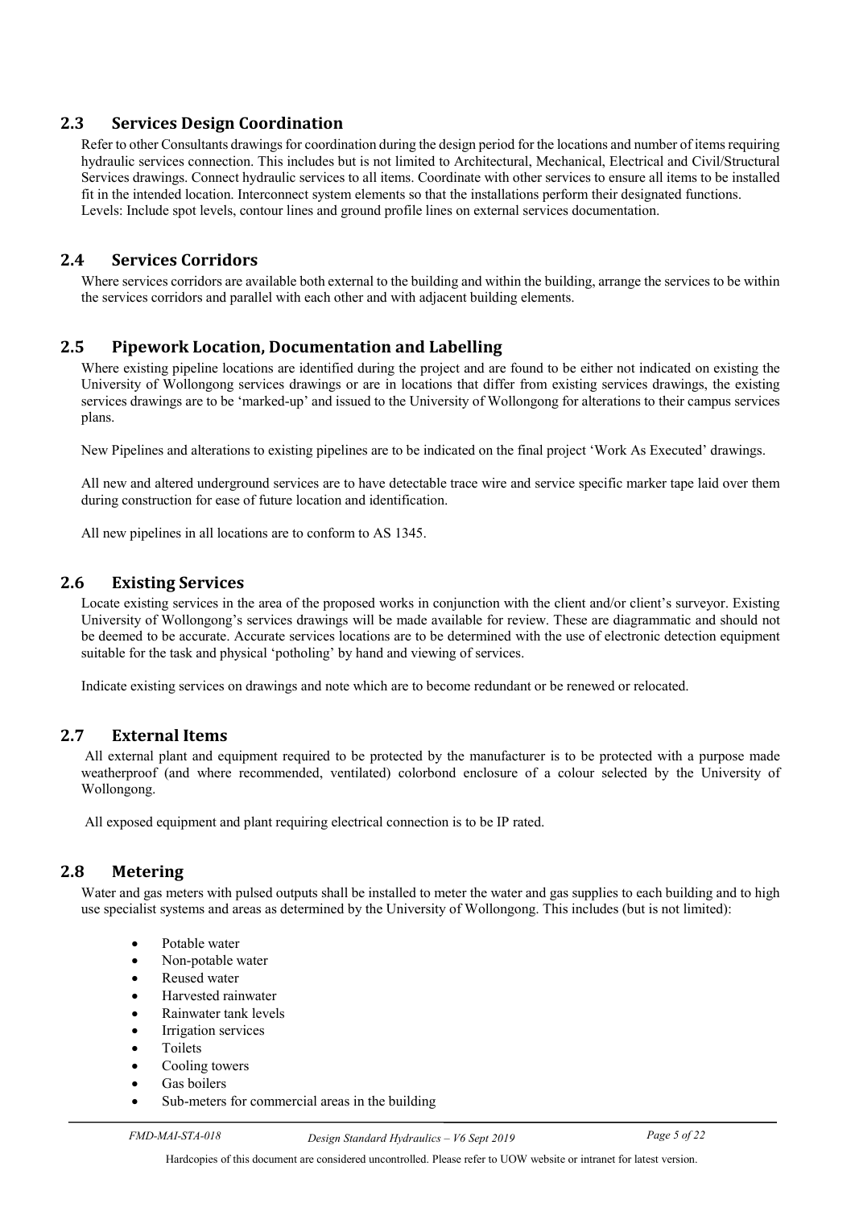## 2.3 Services Design Coordination

Refer to other Consultants drawings for coordination during the design period for the locations and number of items requiring hydraulic services connection. This includes but is not limited to Architectural, Mechanical, Electrical and Civil/Structural Services drawings. Connect hydraulic services to all items. Coordinate with other services to ensure all items to be installed fit in the intended location. Interconnect system elements so that the installations perform their designated functions. Levels: Include spot levels, contour lines and ground profile lines on external services documentation.

## 2.4 Services Corridors

Where services corridors are available both external to the building and within the building, arrange the services to be within the services corridors and parallel with each other and with adjacent building elements.

## 2.5 Pipework Location, Documentation and Labelling

Where existing pipeline locations are identified during the project and are found to be either not indicated on existing the University of Wollongong services drawings or are in locations that differ from existing services drawings, the existing services drawings are to be 'marked-up' and issued to the University of Wollongong for alterations to their campus services plans.

New Pipelines and alterations to existing pipelines are to be indicated on the final project 'Work As Executed' drawings.

All new and altered underground services are to have detectable trace wire and service specific marker tape laid over them during construction for ease of future location and identification.

All new pipelines in all locations are to conform to AS 1345.

## 2.6 Existing Services

Locate existing services in the area of the proposed works in conjunction with the client and/or client's surveyor. Existing University of Wollongong's services drawings will be made available for review. These are diagrammatic and should not be deemed to be accurate. Accurate services locations are to be determined with the use of electronic detection equipment suitable for the task and physical 'potholing' by hand and viewing of services.

Indicate existing services on drawings and note which are to become redundant or be renewed or relocated.

## 2.7 External Items

All external plant and equipment required to be protected by the manufacturer is to be protected with a purpose made weatherproof (and where recommended, ventilated) colorbond enclosure of a colour selected by the University of Wollongong.

All exposed equipment and plant requiring electrical connection is to be IP rated.

## 2.8 Metering

Water and gas meters with pulsed outputs shall be installed to meter the water and gas supplies to each building and to high use specialist systems and areas as determined by the University of Wollongong. This includes (but is not limited):

- Potable water
- Non-potable water
- Reused water
- Harvested rainwater
- Rainwater tank levels
- Irrigation services
- Toilets
- Cooling towers
- Gas boilers
- Sub-meters for commercial areas in the building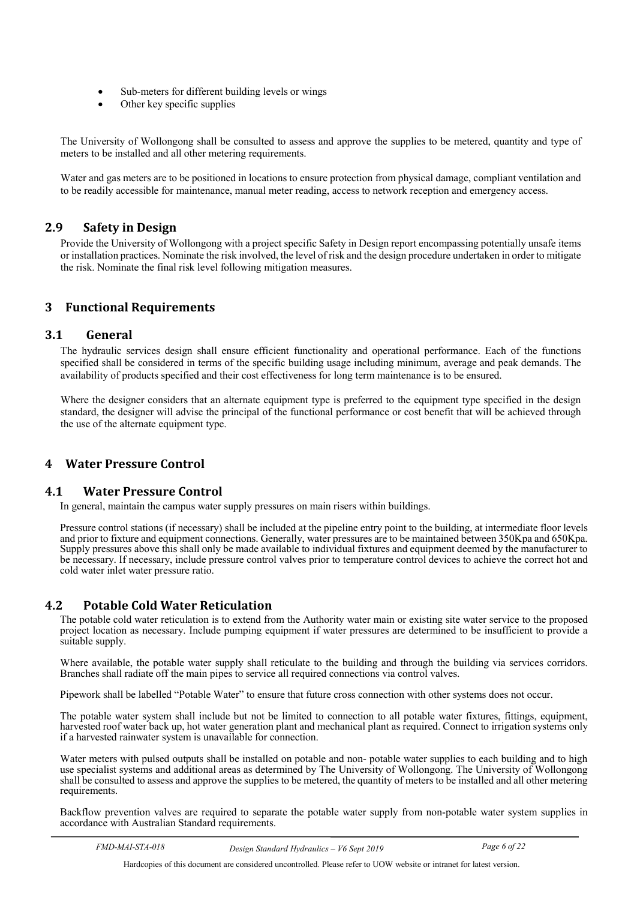- Sub-meters for different building levels or wings
- Other key specific supplies

The University of Wollongong shall be consulted to assess and approve the supplies to be metered, quantity and type of meters to be installed and all other metering requirements.

Water and gas meters are to be positioned in locations to ensure protection from physical damage, compliant ventilation and to be readily accessible for maintenance, manual meter reading, access to network reception and emergency access.

## 2.9 Safety in Design

Provide the University of Wollongong with a project specific Safety in Design report encompassing potentially unsafe items or installation practices. Nominate the risk involved, the level of risk and the design procedure undertaken in order to mitigate the risk. Nominate the final risk level following mitigation measures.

# 3 Functional Requirements

## 3.1 General

The hydraulic services design shall ensure efficient functionality and operational performance. Each of the functions specified shall be considered in terms of the specific building usage including minimum, average and peak demands. The availability of products specified and their cost effectiveness for long term maintenance is to be ensured.

Where the designer considers that an alternate equipment type is preferred to the equipment type specified in the design standard, the designer will advise the principal of the functional performance or cost benefit that will be achieved through the use of the alternate equipment type.

# 4 Water Pressure Control

## 4.1 Water Pressure Control

In general, maintain the campus water supply pressures on main risers within buildings.

Pressure control stations (if necessary) shall be included at the pipeline entry point to the building, at intermediate floor levels and prior to fixture and equipment connections. Generally, water pressures are to be maintained between 350Kpa and 650Kpa. Supply pressures above this shall only be made available to individual fixtures and equipment deemed by the manufacturer to be necessary. If necessary, include pressure control valves prior to temperature control devices to achieve the correct hot and cold water inlet water pressure ratio.

## 4.2 Potable Cold Water Reticulation

The potable cold water reticulation is to extend from the Authority water main or existing site water service to the proposed project location as necessary. Include pumping equipment if water pressures are determined to be insufficient to provide a suitable supply.

Where available, the potable water supply shall reticulate to the building and through the building via services corridors. Branches shall radiate off the main pipes to service all required connections via control valves.

Pipework shall be labelled "Potable Water" to ensure that future cross connection with other systems does not occur.

The potable water system shall include but not be limited to connection to all potable water fixtures, fittings, equipment, harvested roof water back up, hot water generation plant and mechanical plant as required. Connect to irrigation systems only if a harvested rainwater system is unavailable for connection.

Water meters with pulsed outputs shall be installed on potable and non- potable water supplies to each building and to high use specialist systems and additional areas as determined by The University of Wollongong. The University of Wollongong shall be consulted to assess and approve the supplies to be metered, the quantity of meters to be installed and all other metering requirements.

Backflow prevention valves are required to separate the potable water supply from non-potable water system supplies in accordance with Australian Standard requirements.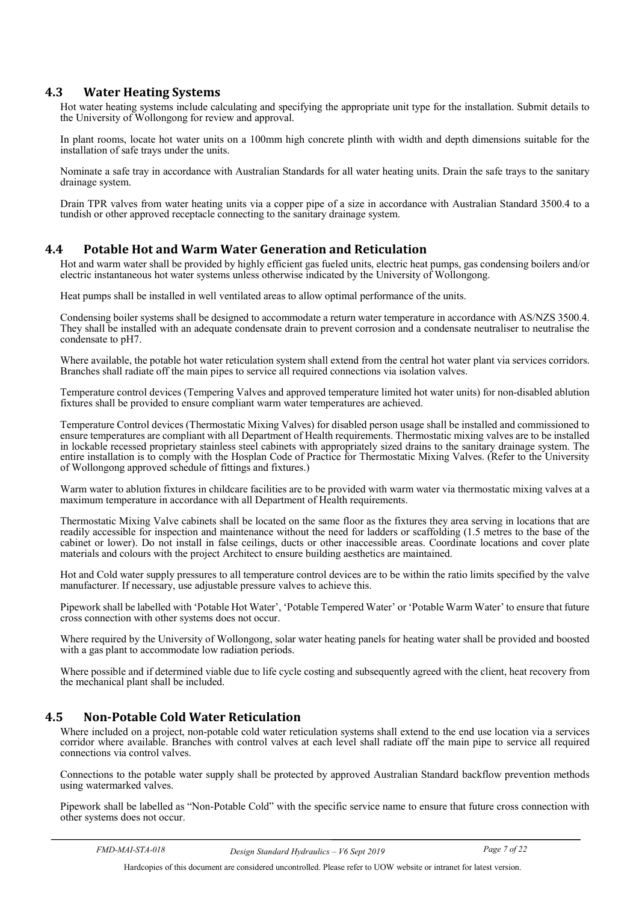## 4.3 Water Heating Systems

Hot water heating systems include calculating and specifying the appropriate unit type for the installation. Submit details to the University of Wollongong for review and approval.

In plant rooms, locate hot water units on a 100mm high concrete plinth with width and depth dimensions suitable for the installation of safe trays under the units.

Nominate a safe tray in accordance with Australian Standards for all water heating units. Drain the safe trays to the sanitary drainage system.

Drain TPR valves from water heating units via a copper pipe of a size in accordance with Australian Standard 3500.4 to a tundish or other approved receptacle connecting to the sanitary drainage system.

## 4.4 Potable Hot and Warm Water Generation and Reticulation

Hot and warm water shall be provided by highly efficient gas fueled units, electric heat pumps, gas condensing boilers and/or electric instantaneous hot water systems unless otherwise indicated by the University of Wollongong.

Heat pumps shall be installed in well ventilated areas to allow optimal performance of the units.

Condensing boiler systems shall be designed to accommodate a return water temperature in accordance with AS/NZS 3500.4. They shall be installed with an adequate condensate drain to prevent corrosion and a condensate neutraliser to neutralise the condensate to pH7.

Where available, the potable hot water reticulation system shall extend from the central hot water plant via services corridors. Branches shall radiate off the main pipes to service all required connections via isolation valves.

Temperature control devices (Tempering Valves and approved temperature limited hot water units) for non-disabled ablution fixtures shall be provided to ensure compliant warm water temperatures are achieved.

Temperature Control devices (Thermostatic Mixing Valves) for disabled person usage shall be installed and commissioned to ensure temperatures are compliant with all Department of Health requirements. Thermostatic mixing valves are to be installed in lockable recessed proprietary stainless steel cabinets with appropriately sized drains to the sanitary drainage system. The entire installation is to comply with the Hosplan Code of Practice for Thermostatic Mixing Valves. (Refer to the University of Wollongong approved schedule of fittings and fixtures.)

Warm water to ablution fixtures in childcare facilities are to be provided with warm water via thermostatic mixing valves at a maximum temperature in accordance with all Department of Health requirements.

Thermostatic Mixing Valve cabinets shall be located on the same floor as the fixtures they area serving in locations that are readily accessible for inspection and maintenance without the need for ladders or scaffolding (1.5 metres to the base of the cabinet or lower). Do not install in false ceilings, ducts or other inaccessible areas. Coordinate locations and cover plate materials and colours with the project Architect to ensure building aesthetics are maintained.

Hot and Cold water supply pressures to all temperature control devices are to be within the ratio limits specified by the valve manufacturer. If necessary, use adjustable pressure valves to achieve this.

Pipework shall be labelled with 'Potable Hot Water', 'Potable Tempered Water' or 'Potable Warm Water' to ensure that future cross connection with other systems does not occur.

Where required by the University of Wollongong, solar water heating panels for heating water shall be provided and boosted with a gas plant to accommodate low radiation periods.

Where possible and if determined viable due to life cycle costing and subsequently agreed with the client, heat recovery from the mechanical plant shall be included.

## 4.5 Non-Potable Cold Water Reticulation

Where included on a project, non-potable cold water reticulation systems shall extend to the end use location via a services corridor where available. Branches with control valves at each level shall radiate off the main pipe to service all required connections via control valves.

Connections to the potable water supply shall be protected by approved Australian Standard backflow prevention methods using watermarked valves.

Pipework shall be labelled as "Non-Potable Cold" with the specific service name to ensure that future cross connection with other systems does not occur.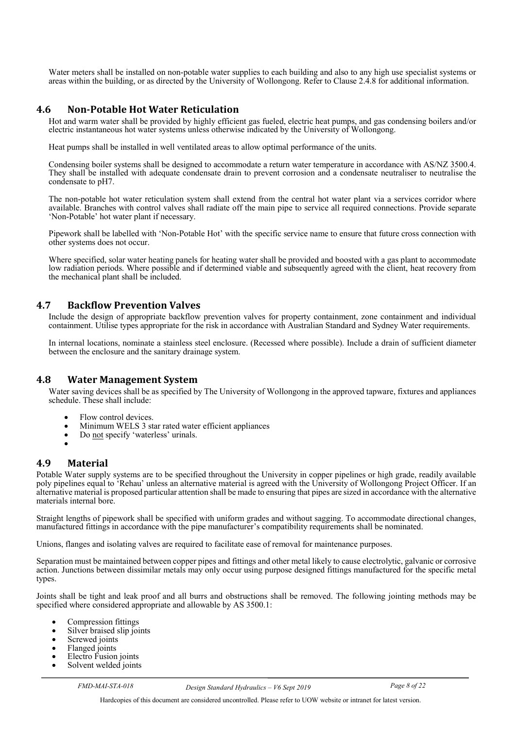Water meters shall be installed on non-potable water supplies to each building and also to any high use specialist systems or areas within the building, or as directed by the University of Wollongong. Refer to Clause 2.4.8 for additional information.

## 4.6 Non-Potable Hot Water Reticulation

Hot and warm water shall be provided by highly efficient gas fueled, electric heat pumps, and gas condensing boilers and/or electric instantaneous hot water systems unless otherwise indicated by the University of Wollongong.

Heat pumps shall be installed in well ventilated areas to allow optimal performance of the units.

Condensing boiler systems shall be designed to accommodate a return water temperature in accordance with AS/NZ 3500.4. They shall be installed with adequate condensate drain to prevent corrosion and a condensate neutraliser to neutralise the condensate to pH7.

The non-potable hot water reticulation system shall extend from the central hot water plant via a services corridor where available. Branches with control valves shall radiate off the main pipe to service all required connections. Provide separate 'Non-Potable' hot water plant if necessary.

Pipework shall be labelled with 'Non-Potable Hot' with the specific service name to ensure that future cross connection with other systems does not occur.

Where specified, solar water heating panels for heating water shall be provided and boosted with a gas plant to accommodate low radiation periods. Where possible and if determined viable and subsequently agreed with the client, heat recovery from the mechanical plant shall be included.

## 4.7 Backflow Prevention Valves

Include the design of appropriate backflow prevention valves for property containment, zone containment and individual containment. Utilise types appropriate for the risk in accordance with Australian Standard and Sydney Water requirements.

In internal locations, nominate a stainless steel enclosure. (Recessed where possible). Include a drain of sufficient diameter between the enclosure and the sanitary drainage system.

## 4.8 Water Management System

Water saving devices shall be as specified by The University of Wollongong in the approved tapware, fixtures and appliances schedule. These shall include:

- Flow control devices.
- Minimum WELS 3 star rated water efficient appliances
- Do not specify 'waterless' urinals.
- 

## 4.9 Material

Potable Water supply systems are to be specified throughout the University in copper pipelines or high grade, readily available poly pipelines equal to 'Rehau' unless an alternative material is agreed with the University of Wollongong Project Officer. If an alternative material is proposed particular attention shall be made to ensuring that pipes are sized in accordance with the alternative materials internal bore.

Straight lengths of pipework shall be specified with uniform grades and without sagging. To accommodate directional changes, manufactured fittings in accordance with the pipe manufacturer's compatibility requirements shall be nominated.

Unions, flanges and isolating valves are required to facilitate ease of removal for maintenance purposes.

Separation must be maintained between copper pipes and fittings and other metal likely to cause electrolytic, galvanic or corrosive action. Junctions between dissimilar metals may only occur using purpose designed fittings manufactured for the specific metal types.

Joints shall be tight and leak proof and all burrs and obstructions shall be removed. The following jointing methods may be specified where considered appropriate and allowable by AS 3500.1:

- Compression fittings
- Silver braised slip joints
- Screwed joints
- Flanged joints
- Electro Fusion joints
- Solvent welded joints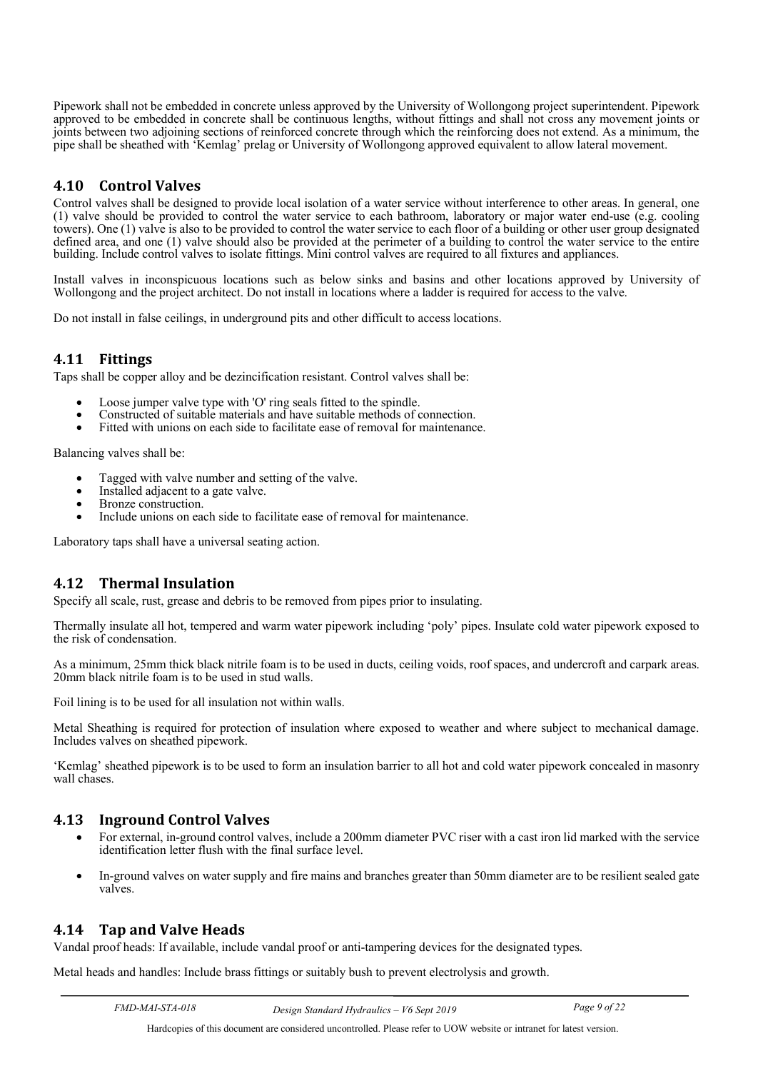Pipework shall not be embedded in concrete unless approved by the University of Wollongong project superintendent. Pipework approved to be embedded in concrete shall be continuous lengths, without fittings and shall not cross any movement joints or joints between two adjoining sections of reinforced concrete through which the reinforcing does not extend. As a minimum, the pipe shall be sheathed with 'Kemlag' prelag or University of Wollongong approved equivalent to allow lateral movement.

## 4.10 Control Valves

Control valves shall be designed to provide local isolation of a water service without interference to other areas. In general, one (1) valve should be provided to control the water service to each bathroom, laboratory or major water end-use (e.g. cooling towers). One (1) valve is also to be provided to control the water service to each floor of a building or other user group designated defined area, and one (1) valve should also be provided at the perimeter of a building to control the water service to the entire building. Include control valves to isolate fittings. Mini control valves are required to all fixtures and appliances.

Install valves in inconspicuous locations such as below sinks and basins and other locations approved by University of Wollongong and the project architect. Do not install in locations where a ladder is required for access to the valve.

Do not install in false ceilings, in underground pits and other difficult to access locations.

## 4.11 Fittings

Taps shall be copper alloy and be dezincification resistant. Control valves shall be:

- Loose jumper valve type with 'O' ring seals fitted to the spindle.
- Constructed of suitable materials and have suitable methods of connection.
- Fitted with unions on each side to facilitate ease of removal for maintenance.

Balancing valves shall be:

- Tagged with valve number and setting of the valve.
- Installed adjacent to a gate valve.
- Bronze construction.
- Include unions on each side to facilitate ease of removal for maintenance.

Laboratory taps shall have a universal seating action.

## 4.12 Thermal Insulation

Specify all scale, rust, grease and debris to be removed from pipes prior to insulating.

Thermally insulate all hot, tempered and warm water pipework including 'poly' pipes. Insulate cold water pipework exposed to the risk of condensation.

As a minimum, 25mm thick black nitrile foam is to be used in ducts, ceiling voids, roof spaces, and undercroft and carpark areas. 20mm black nitrile foam is to be used in stud walls.

Foil lining is to be used for all insulation not within walls.

Metal Sheathing is required for protection of insulation where exposed to weather and where subject to mechanical damage. Includes valves on sheathed pipework.

'Kemlag' sheathed pipework is to be used to form an insulation barrier to all hot and cold water pipework concealed in masonry wall chases.

## 4.13 Inground Control Valves

- For external, in-ground control valves, include a 200mm diameter PVC riser with a cast iron lid marked with the service identification letter flush with the final surface level.
- In-ground valves on water supply and fire mains and branches greater than 50mm diameter are to be resilient sealed gate valves.

## 4.14 Tap and Valve Heads

Vandal proof heads: If available, include vandal proof or anti-tampering devices for the designated types.

Metal heads and handles: Include brass fittings or suitably bush to prevent electrolysis and growth.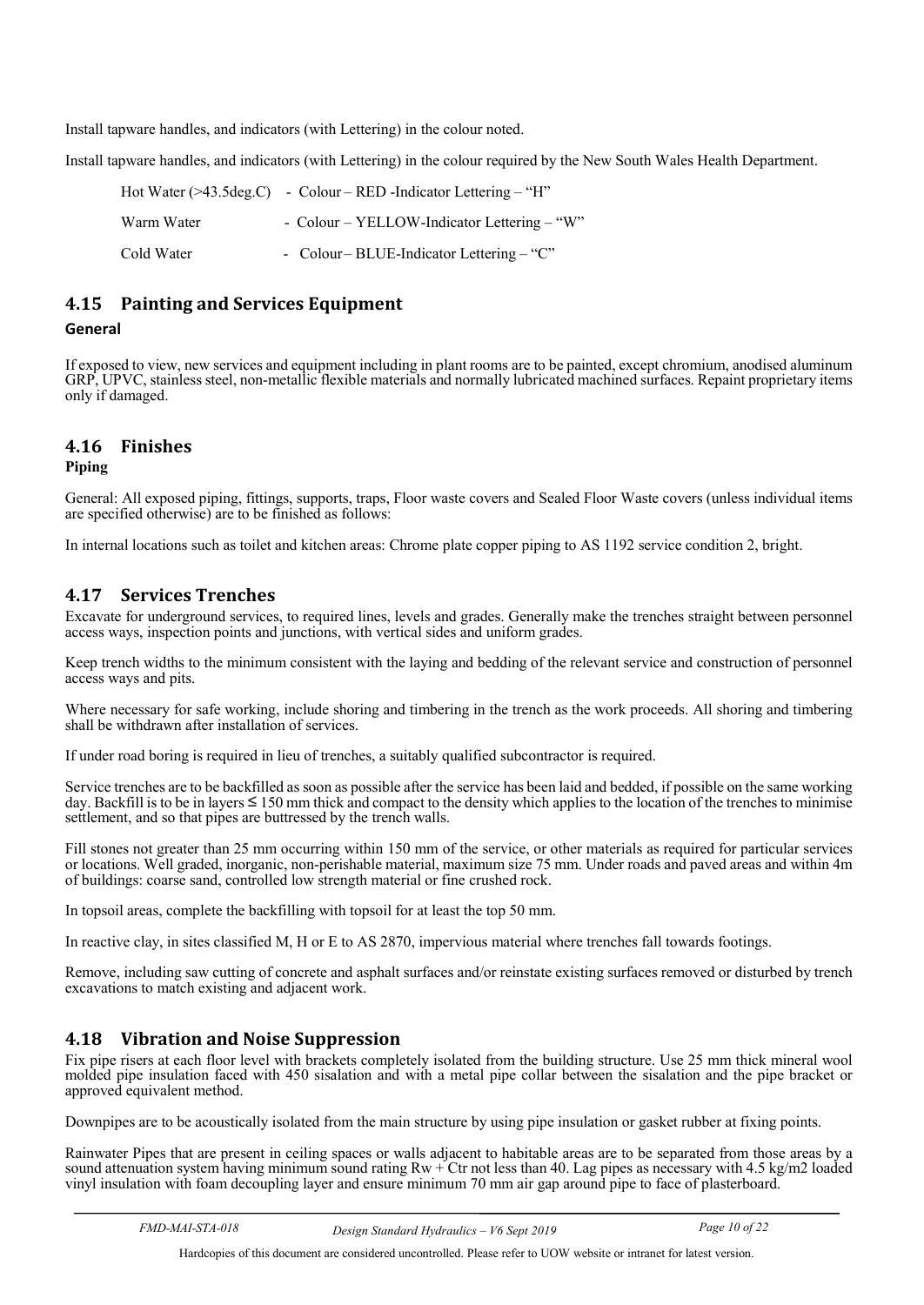Install tapware handles, and indicators (with Lettering) in the colour noted.

Install tapware handles, and indicators (with Lettering) in the colour required by the New South Wales Health Department.

Hot Water (>43.5deg.C) - Colour – RED -Indicator Lettering – "H"

Warm Water - Colour – YELLOW-Indicator Lettering – "W"

Cold Water - Colour– BLUE-Indicator Lettering – "C"

## 4.15 Painting and Services Equipment

### General

If exposed to view, new services and equipment including in plant rooms are to be painted, except chromium, anodised aluminum GRP, UPVC, stainless steel, non-metallic flexible materials and normally lubricated machined surfaces. Repaint proprietary items only if damaged.

## 4.16 Finishes

**Piping**

General: All exposed piping, fittings, supports, traps, Floor waste covers and Sealed Floor Waste covers (unless individual items are specified otherwise) are to be finished as follows:

In internal locations such as toilet and kitchen areas: Chrome plate copper piping to AS 1192 service condition 2, bright.

## 4.17 Services Trenches

Excavate for underground services, to required lines, levels and grades. Generally make the trenches straight between personnel access ways, inspection points and junctions, with vertical sides and uniform grades.

Keep trench widths to the minimum consistent with the laying and bedding of the relevant service and construction of personnel access ways and pits.

Where necessary for safe working, include shoring and timbering in the trench as the work proceeds. All shoring and timbering shall be withdrawn after installation of services.

If under road boring is required in lieu of trenches, a suitably qualified subcontractor is required.

Service trenches are to be backfilled as soon as possible after the service has been laid and bedded, if possible on the same working day. Backfill is to be in layers ≤ 150 mm thick and compact to the density which applies to the location of the trenches to minimise settlement, and so that pipes are buttressed by the trench walls.

Fill stones not greater than 25 mm occurring within 150 mm of the service, or other materials as required for particular services or locations. Well graded, inorganic, non-perishable material, maximum size 75 mm. Under roads and paved areas and within 4m of buildings: coarse sand, controlled low strength material or fine crushed rock.

In topsoil areas, complete the backfilling with topsoil for at least the top 50 mm.

In reactive clay, in sites classified M, H or E to AS 2870, impervious material where trenches fall towards footings.

Remove, including saw cutting of concrete and asphalt surfaces and/or reinstate existing surfaces removed or disturbed by trench excavations to match existing and adjacent work.

## 4.18 Vibration and Noise Suppression

Fix pipe risers at each floor level with brackets completely isolated from the building structure. Use 25 mm thick mineral wool molded pipe insulation faced with 450 sisalation and with a metal pipe collar between the sisalation and the pipe bracket or approved equivalent method.

Downpipes are to be acoustically isolated from the main structure by using pipe insulation or gasket rubber at fixing points.

Rainwater Pipes that are present in ceiling spaces or walls adjacent to habitable areas are to be separated from those areas by a sound attenuation system having minimum sound rating Rw + Ctr not less than 40. Lag pipes as necessary with 4.5 kg/m2 loaded vinyl insulation with foam decoupling layer and ensure minimum 70 mm air gap around pipe to face of plasterboard.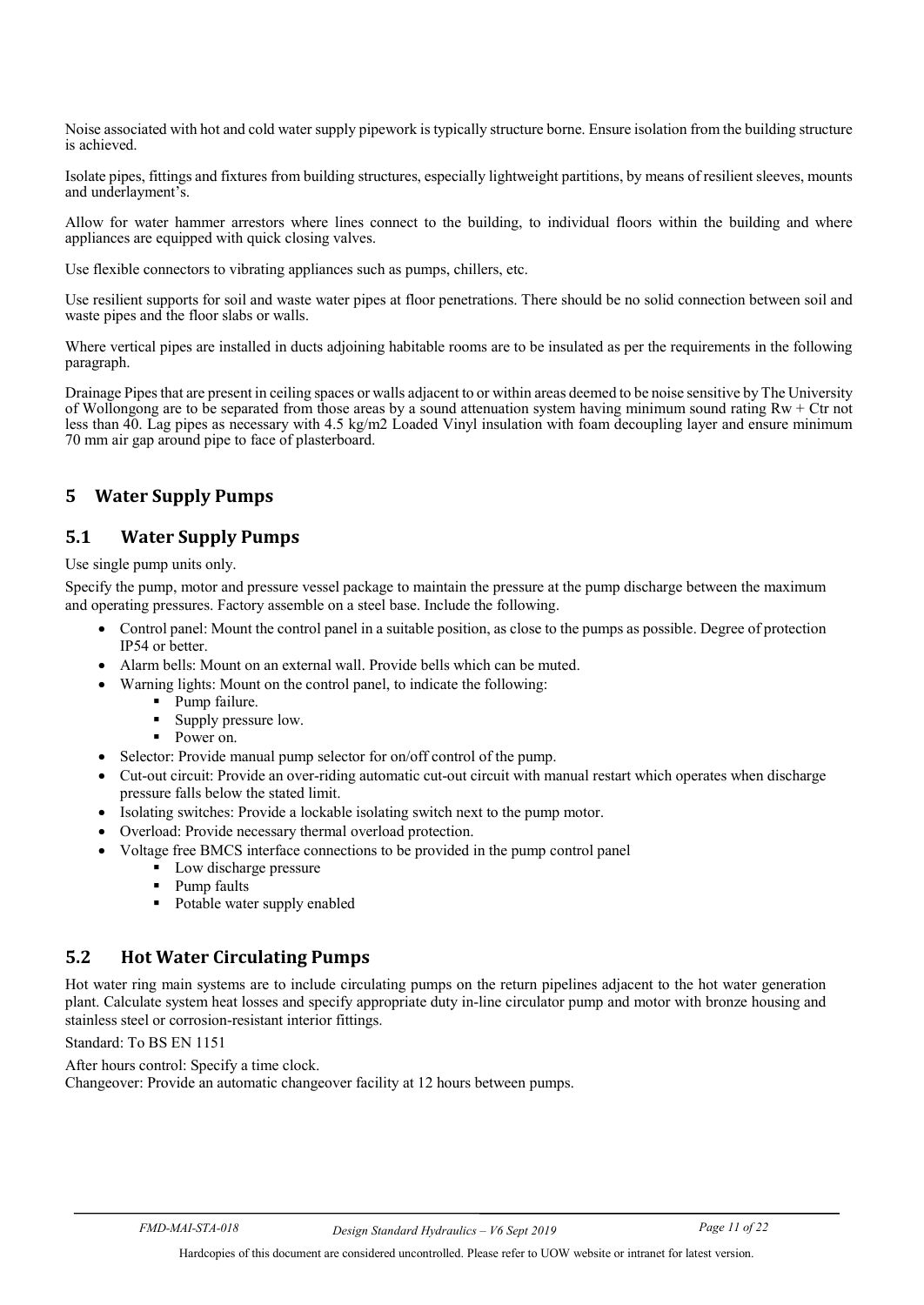Noise associated with hot and cold water supply pipework is typically structure borne. Ensure isolation from the building structure is achieved.

Isolate pipes, fittings and fixtures from building structures, especially lightweight partitions, by means of resilient sleeves, mounts and underlayment's.

Allow for water hammer arrestors where lines connect to the building, to individual floors within the building and where appliances are equipped with quick closing valves.

Use flexible connectors to vibrating appliances such as pumps, chillers, etc.

Use resilient supports for soil and waste water pipes at floor penetrations. There should be no solid connection between soil and waste pipes and the floor slabs or walls.

Where vertical pipes are installed in ducts adjoining habitable rooms are to be insulated as per the requirements in the following paragraph.

Drainage Pipes that are present in ceiling spaces or walls adjacent to or within areas deemed to be noise sensitive by The University of Wollongong are to be separated from those areas by a sound attenuation system having minimum sound rating Rw + Ctr not less than 40. Lag pipes as necessary with 4.5 kg/m2 Loaded Vinyl insulation with foam decoupling layer and ensure minimum 70 mm air gap around pipe to face of plasterboard.

# 5 Water Supply Pumps

## 5.1 Water Supply Pumps

Use single pump units only.

Specify the pump, motor and pressure vessel package to maintain the pressure at the pump discharge between the maximum and operating pressures. Factory assemble on a steel base. Include the following.

- Control panel: Mount the control panel in a suitable position, as close to the pumps as possible. Degree of protection IP54 or better.
- Alarm bells: Mount on an external wall. Provide bells which can be muted.
- Warning lights: Mount on the control panel, to indicate the following:
  - Pump failure.
  - Supply pressure low.
  - Power on.
- Selector: Provide manual pump selector for on/off control of the pump.
- Cut-out circuit: Provide an over-riding automatic cut-out circuit with manual restart which operates when discharge pressure falls below the stated limit.
- Isolating switches: Provide a lockable isolating switch next to the pump motor.
- Overload: Provide necessary thermal overload protection.
- Voltage free BMCS interface connections to be provided in the pump control panel
  - Low discharge pressure
  - Pump faults
  - Potable water supply enabled

## 5.2 Hot Water Circulating Pumps

Hot water ring main systems are to include circulating pumps on the return pipelines adjacent to the hot water generation plant. Calculate system heat losses and specify appropriate duty in-line circulator pump and motor with bronze housing and stainless steel or corrosion-resistant interior fittings.

Standard: To BS EN 1151

After hours control: Specify a time clock.
Changeover: Provide an automatic changeover facility at 12 hours between pumps.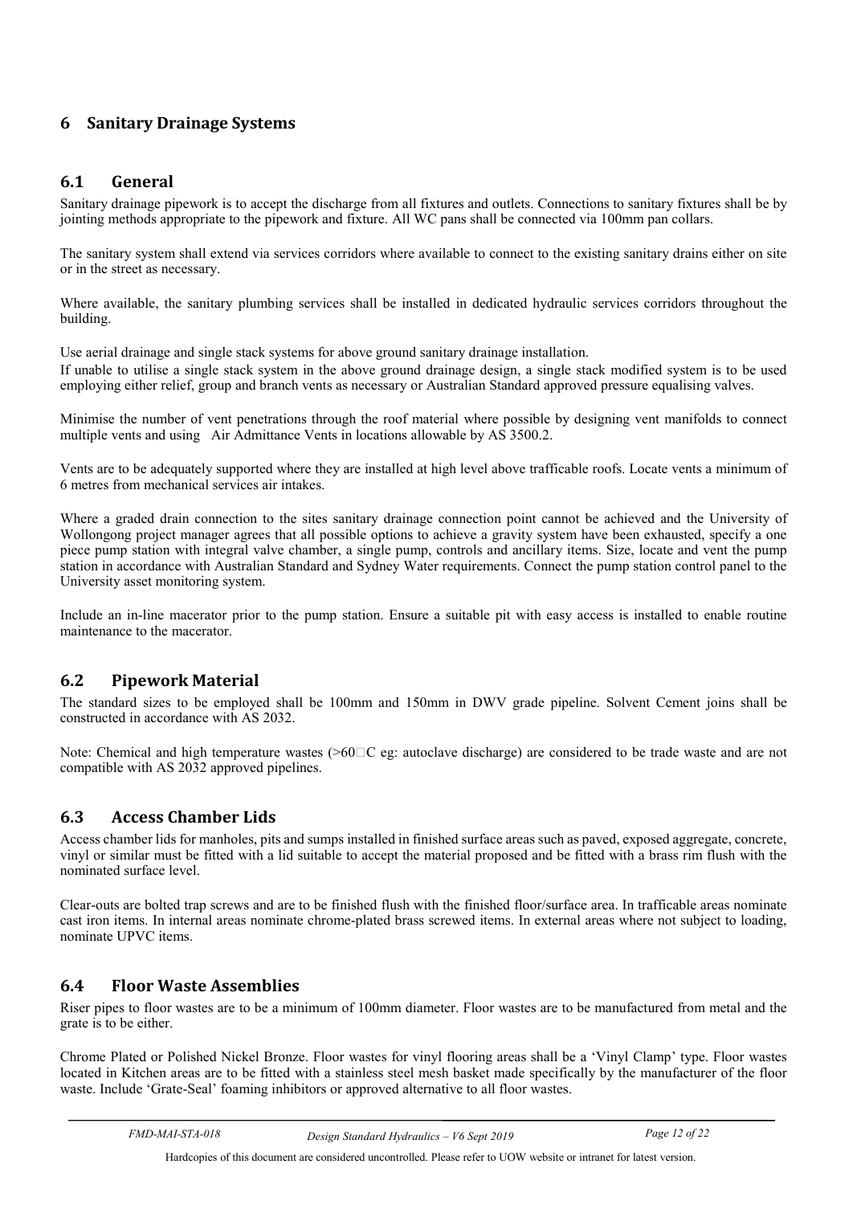# 6 Sanitary Drainage Systems

## 6.1 General

Sanitary drainage pipework is to accept the discharge from all fixtures and outlets. Connections to sanitary fixtures shall be by jointing methods appropriate to the pipework and fixture. All WC pans shall be connected via 100mm pan collars.

The sanitary system shall extend via services corridors where available to connect to the existing sanitary drains either on site or in the street as necessary.

Where available, the sanitary plumbing services shall be installed in dedicated hydraulic services corridors throughout the building.

Use aerial drainage and single stack systems for above ground sanitary drainage installation.
If unable to utilise a single stack system in the above ground drainage design, a single stack modified system is to be used employing either relief, group and branch vents as necessary or Australian Standard approved pressure equalising valves.

Minimise the number of vent penetrations through the roof material where possible by designing vent manifolds to connect multiple vents and using Air Admittance Vents in locations allowable by AS 3500.2.

Vents are to be adequately supported where they are installed at high level above trafficable roofs. Locate vents a minimum of 6 metres from mechanical services air intakes.

Where a graded drain connection to the sites sanitary drainage connection point cannot be achieved and the University of Wollongong project manager agrees that all possible options to achieve a gravity system have been exhausted, specify a one piece pump station with integral valve chamber, a single pump, controls and ancillary items. Size, locate and vent the pump station in accordance with Australian Standard and Sydney Water requirements. Connect the pump station control panel to the University asset monitoring system.

Include an in-line macerator prior to the pump station. Ensure a suitable pit with easy access is installed to enable routine maintenance to the macerator.

## 6.2 Pipework Material

The standard sizes to be employed shall be 100mm and 150mm in DWV grade pipeline. Solvent Cement joins shall be constructed in accordance with AS 2032.

Note: Chemical and high temperature wastes (>60□C eg: autoclave discharge) are considered to be trade waste and are not compatible with AS 2032 approved pipelines.

## 6.3 Access Chamber Lids

Access chamber lids for manholes, pits and sumps installed in finished surface areas such as paved, exposed aggregate, concrete, vinyl or similar must be fitted with a lid suitable to accept the material proposed and be fitted with a brass rim flush with the nominated surface level.

Clear-outs are bolted trap screws and are to be finished flush with the finished floor/surface area. In trafficable areas nominate cast iron items. In internal areas nominate chrome-plated brass screwed items. In external areas where not subject to loading, nominate UPVC items.

## 6.4 Floor Waste Assemblies

Riser pipes to floor wastes are to be a minimum of 100mm diameter. Floor wastes are to be manufactured from metal and the grate is to be either.

Chrome Plated or Polished Nickel Bronze. Floor wastes for vinyl flooring areas shall be a 'Vinyl Clamp' type. Floor wastes located in Kitchen areas are to be fitted with a stainless steel mesh basket made specifically by the manufacturer of the floor waste. Include 'Grate-Seal' foaming inhibitors or approved alternative to all floor wastes.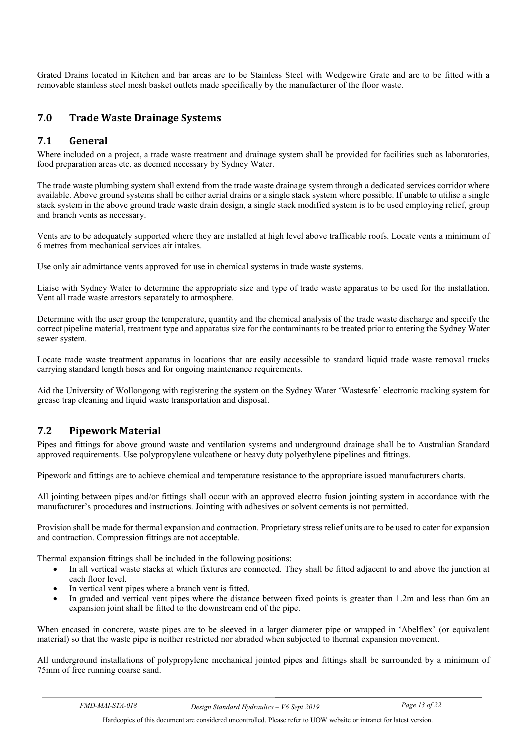Grated Drains located in Kitchen and bar areas are to be Stainless Steel with Wedgewire Grate and are to be fitted with a removable stainless steel mesh basket outlets made specifically by the manufacturer of the floor waste.

## 7.0 Trade Waste Drainage Systems

### 7.1 General

Where included on a project, a trade waste treatment and drainage system shall be provided for facilities such as laboratories, food preparation areas etc. as deemed necessary by Sydney Water.

The trade waste plumbing system shall extend from the trade waste drainage system through a dedicated services corridor where available. Above ground systems shall be either aerial drains or a single stack system where possible. If unable to utilise a single stack system in the above ground trade waste drain design, a single stack modified system is to be used employing relief, group and branch vents as necessary.

Vents are to be adequately supported where they are installed at high level above trafficable roofs. Locate vents a minimum of 6 metres from mechanical services air intakes.

Use only air admittance vents approved for use in chemical systems in trade waste systems.

Liaise with Sydney Water to determine the appropriate size and type of trade waste apparatus to be used for the installation. Vent all trade waste arrestors separately to atmosphere.

Determine with the user group the temperature, quantity and the chemical analysis of the trade waste discharge and specify the correct pipeline material, treatment type and apparatus size for the contaminants to be treated prior to entering the Sydney Water sewer system.

Locate trade waste treatment apparatus in locations that are easily accessible to standard liquid trade waste removal trucks carrying standard length hoses and for ongoing maintenance requirements.

Aid the University of Wollongong with registering the system on the Sydney Water 'Wastesafe' electronic tracking system for grease trap cleaning and liquid waste transportation and disposal.

### 7.2 Pipework Material

Pipes and fittings for above ground waste and ventilation systems and underground drainage shall be to Australian Standard approved requirements. Use polypropylene vulcathene or heavy duty polyethylene pipelines and fittings.

Pipework and fittings are to achieve chemical and temperature resistance to the appropriate issued manufacturers charts.

All jointing between pipes and/or fittings shall occur with an approved electro fusion jointing system in accordance with the manufacturer's procedures and instructions. Jointing with adhesives or solvent cements is not permitted.

Provision shall be made for thermal expansion and contraction. Proprietary stress relief units are to be used to cater for expansion and contraction. Compression fittings are not acceptable.

Thermal expansion fittings shall be included in the following positions:

- In all vertical waste stacks at which fixtures are connected. They shall be fitted adjacent to and above the junction at each floor level.
- In vertical vent pipes where a branch vent is fitted.
- In graded and vertical vent pipes where the distance between fixed points is greater than 1.2m and less than 6m an expansion joint shall be fitted to the downstream end of the pipe.

When encased in concrete, waste pipes are to be sleeved in a larger diameter pipe or wrapped in 'Abelflex' (or equivalent material) so that the waste pipe is neither restricted nor abraded when subjected to thermal expansion movement.

All underground installations of polypropylene mechanical jointed pipes and fittings shall be surrounded by a minimum of 75mm of free running coarse sand.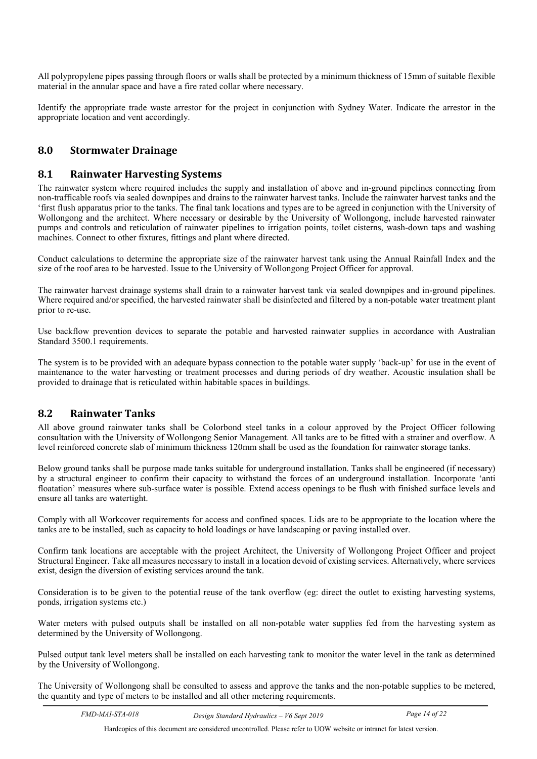All polypropylene pipes passing through floors or walls shall be protected by a minimum thickness of 15mm of suitable flexible material in the annular space and have a fire rated collar where necessary.

Identify the appropriate trade waste arrestor for the project in conjunction with Sydney Water. Indicate the arrestor in the appropriate location and vent accordingly.

## 8.0 Stormwater Drainage

### 8.1 Rainwater Harvesting Systems

The rainwater system where required includes the supply and installation of above and in-ground pipelines connecting from non-trafficable roofs via sealed downpipes and drains to the rainwater harvest tanks. Include the rainwater harvest tanks and the 'first flush apparatus prior to the tanks. The final tank locations and types are to be agreed in conjunction with the University of Wollongong and the architect. Where necessary or desirable by the University of Wollongong, include harvested rainwater pumps and controls and reticulation of rainwater pipelines to irrigation points, toilet cisterns, wash-down taps and washing machines. Connect to other fixtures, fittings and plant where directed.

Conduct calculations to determine the appropriate size of the rainwater harvest tank using the Annual Rainfall Index and the size of the roof area to be harvested. Issue to the University of Wollongong Project Officer for approval.

The rainwater harvest drainage systems shall drain to a rainwater harvest tank via sealed downpipes and in-ground pipelines. Where required and/or specified, the harvested rainwater shall be disinfected and filtered by a non-potable water treatment plant prior to re-use.

Use backflow prevention devices to separate the potable and harvested rainwater supplies in accordance with Australian Standard 3500.1 requirements.

The system is to be provided with an adequate bypass connection to the potable water supply 'back-up' for use in the event of maintenance to the water harvesting or treatment processes and during periods of dry weather. Acoustic insulation shall be provided to drainage that is reticulated within habitable spaces in buildings.

### 8.2 Rainwater Tanks

All above ground rainwater tanks shall be Colorbond steel tanks in a colour approved by the Project Officer following consultation with the University of Wollongong Senior Management. All tanks are to be fitted with a strainer and overflow. A level reinforced concrete slab of minimum thickness 120mm shall be used as the foundation for rainwater storage tanks.

Below ground tanks shall be purpose made tanks suitable for underground installation. Tanks shall be engineered (if necessary) by a structural engineer to confirm their capacity to withstand the forces of an underground installation. Incorporate 'anti floatation' measures where sub-surface water is possible. Extend access openings to be flush with finished surface levels and ensure all tanks are watertight.

Comply with all Workcover requirements for access and confined spaces. Lids are to be appropriate to the location where the tanks are to be installed, such as capacity to hold loadings or have landscaping or paving installed over.

Confirm tank locations are acceptable with the project Architect, the University of Wollongong Project Officer and project Structural Engineer. Take all measures necessary to install in a location devoid of existing services. Alternatively, where services exist, design the diversion of existing services around the tank.

Consideration is to be given to the potential reuse of the tank overflow (eg: direct the outlet to existing harvesting systems, ponds, irrigation systems etc.)

Water meters with pulsed outputs shall be installed on all non-potable water supplies fed from the harvesting system as determined by the University of Wollongong.

Pulsed output tank level meters shall be installed on each harvesting tank to monitor the water level in the tank as determined by the University of Wollongong.

The University of Wollongong shall be consulted to assess and approve the tanks and the non-potable supplies to be metered, the quantity and type of meters to be installed and all other metering requirements.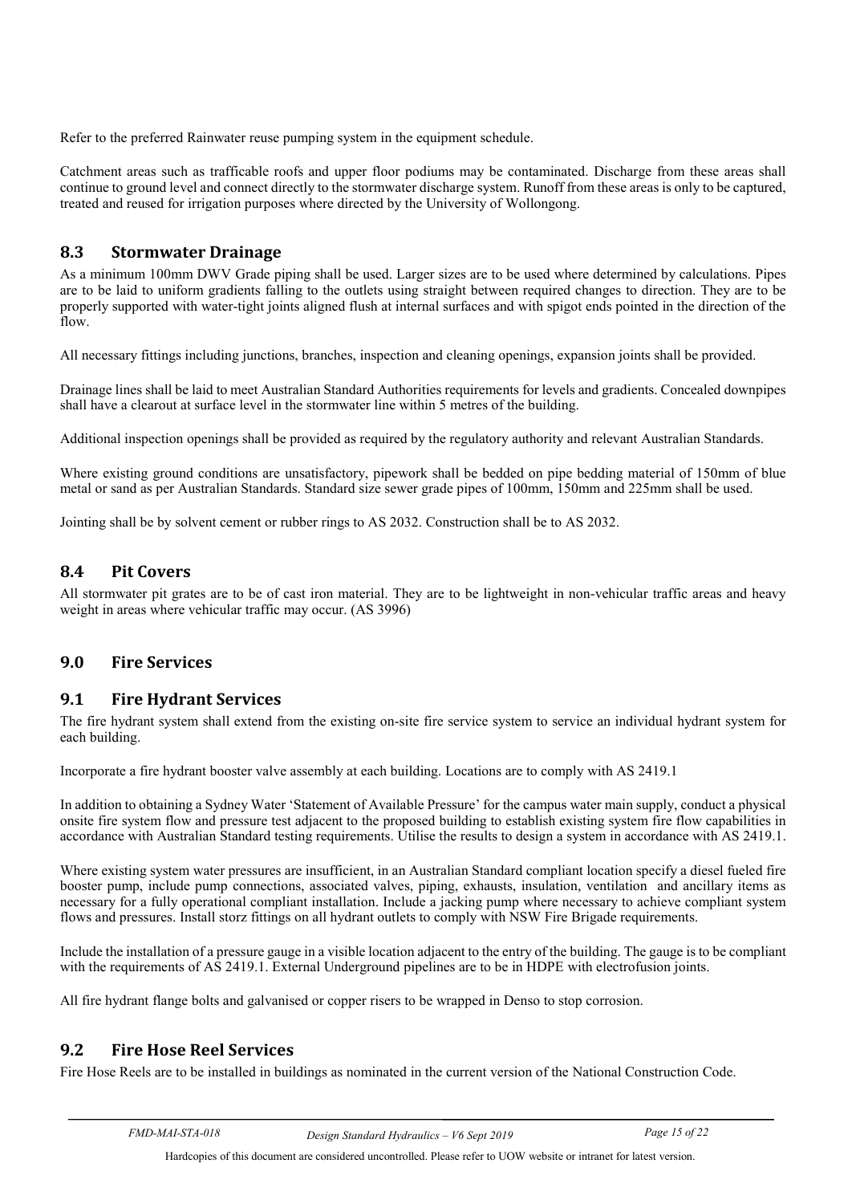Refer to the preferred Rainwater reuse pumping system in the equipment schedule.

Catchment areas such as trafficable roofs and upper floor podiums may be contaminated. Discharge from these areas shall continue to ground level and connect directly to the stormwater discharge system. Runoff from these areas is only to be captured, treated and reused for irrigation purposes where directed by the University of Wollongong.

## 8.3 Stormwater Drainage

As a minimum 100mm DWV Grade piping shall be used. Larger sizes are to be used where determined by calculations. Pipes are to be laid to uniform gradients falling to the outlets using straight between required changes to direction. They are to be properly supported with water-tight joints aligned flush at internal surfaces and with spigot ends pointed in the direction of the flow.

All necessary fittings including junctions, branches, inspection and cleaning openings, expansion joints shall be provided.

Drainage lines shall be laid to meet Australian Standard Authorities requirements for levels and gradients. Concealed downpipes shall have a clearout at surface level in the stormwater line within 5 metres of the building.

Additional inspection openings shall be provided as required by the regulatory authority and relevant Australian Standards.

Where existing ground conditions are unsatisfactory, pipework shall be bedded on pipe bedding material of 150mm of blue metal or sand as per Australian Standards. Standard size sewer grade pipes of 100mm, 150mm and 225mm shall be used.

Jointing shall be by solvent cement or rubber rings to AS 2032. Construction shall be to AS 2032.

## 8.4 Pit Covers

All stormwater pit grates are to be of cast iron material. They are to be lightweight in non-vehicular traffic areas and heavy weight in areas where vehicular traffic may occur. (AS 3996)

# 9.0 Fire Services

## 9.1 Fire Hydrant Services

The fire hydrant system shall extend from the existing on-site fire service system to service an individual hydrant system for each building.

Incorporate a fire hydrant booster valve assembly at each building. Locations are to comply with AS 2419.1

In addition to obtaining a Sydney Water 'Statement of Available Pressure' for the campus water main supply, conduct a physical onsite fire system flow and pressure test adjacent to the proposed building to establish existing system fire flow capabilities in accordance with Australian Standard testing requirements. Utilise the results to design a system in accordance with AS 2419.1.

Where existing system water pressures are insufficient, in an Australian Standard compliant location specify a diesel fueled fire booster pump, include pump connections, associated valves, piping, exhausts, insulation, ventilation and ancillary items as necessary for a fully operational compliant installation. Include a jacking pump where necessary to achieve compliant system flows and pressures. Install storz fittings on all hydrant outlets to comply with NSW Fire Brigade requirements.

Include the installation of a pressure gauge in a visible location adjacent to the entry of the building. The gauge is to be compliant with the requirements of AS 2419.1. External Underground pipelines are to be in HDPE with electrofusion joints.

All fire hydrant flange bolts and galvanised or copper risers to be wrapped in Denso to stop corrosion.

## 9.2 Fire Hose Reel Services

Fire Hose Reels are to be installed in buildings as nominated in the current version of the National Construction Code.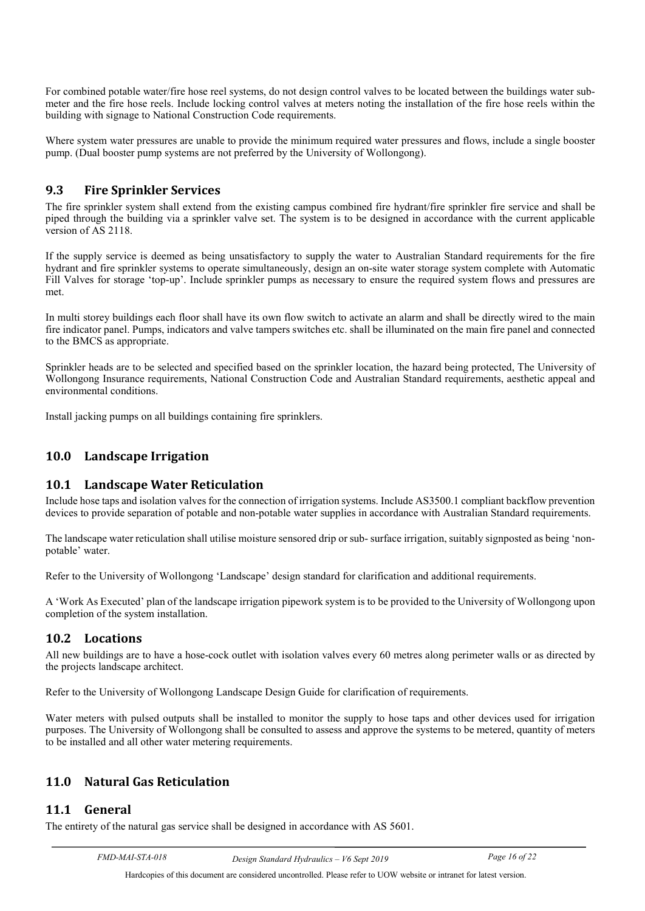For combined potable water/fire hose reel systems, do not design control valves to be located between the buildings water sub-meter and the fire hose reels. Include locking control valves at meters noting the installation of the fire hose reels within the building with signage to National Construction Code requirements.

Where system water pressures are unable to provide the minimum required water pressures and flows, include a single booster pump. (Dual booster pump systems are not preferred by the University of Wollongong).

## 9.3 Fire Sprinkler Services

The fire sprinkler system shall extend from the existing campus combined fire hydrant/fire sprinkler fire service and shall be piped through the building via a sprinkler valve set. The system is to be designed in accordance with the current applicable version of AS 2118.

If the supply service is deemed as being unsatisfactory to supply the water to Australian Standard requirements for the fire hydrant and fire sprinkler systems to operate simultaneously, design an on-site water storage system complete with Automatic Fill Valves for storage 'top-up'. Include sprinkler pumps as necessary to ensure the required system flows and pressures are met.

In multi storey buildings each floor shall have its own flow switch to activate an alarm and shall be directly wired to the main fire indicator panel. Pumps, indicators and valve tampers switches etc. shall be illuminated on the main fire panel and connected to the BMCS as appropriate.

Sprinkler heads are to be selected and specified based on the sprinkler location, the hazard being protected, The University of Wollongong Insurance requirements, National Construction Code and Australian Standard requirements, aesthetic appeal and environmental conditions.

Install jacking pumps on all buildings containing fire sprinklers.

# 10.0 Landscape Irrigation

## 10.1 Landscape Water Reticulation

Include hose taps and isolation valves for the connection of irrigation systems. Include AS3500.1 compliant backflow prevention devices to provide separation of potable and non-potable water supplies in accordance with Australian Standard requirements.

The landscape water reticulation shall utilise moisture sensored drip or sub- surface irrigation, suitably signposted as being 'non-potable' water.

Refer to the University of Wollongong 'Landscape' design standard for clarification and additional requirements.

A 'Work As Executed' plan of the landscape irrigation pipework system is to be provided to the University of Wollongong upon completion of the system installation.

## 10.2 Locations

All new buildings are to have a hose-cock outlet with isolation valves every 60 metres along perimeter walls or as directed by the projects landscape architect.

Refer to the University of Wollongong Landscape Design Guide for clarification of requirements.

Water meters with pulsed outputs shall be installed to monitor the supply to hose taps and other devices used for irrigation purposes. The University of Wollongong shall be consulted to assess and approve the systems to be metered, quantity of meters to be installed and all other water metering requirements.

# 11.0 Natural Gas Reticulation

## 11.1 General

The entirety of the natural gas service shall be designed in accordance with AS 5601.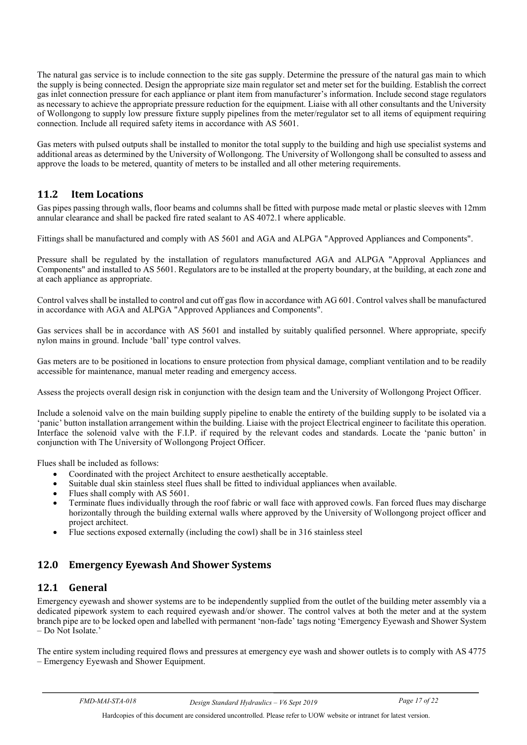The natural gas service is to include connection to the site gas supply. Determine the pressure of the natural gas main to which the supply is being connected. Design the appropriate size main regulator set and meter set for the building. Establish the correct gas inlet connection pressure for each appliance or plant item from manufacturer's information. Include second stage regulators as necessary to achieve the appropriate pressure reduction for the equipment. Liaise with all other consultants and the University of Wollongong to supply low pressure fixture supply pipelines from the meter/regulator set to all items of equipment requiring connection. Include all required safety items in accordance with AS 5601.

Gas meters with pulsed outputs shall be installed to monitor the total supply to the building and high use specialist systems and additional areas as determined by the University of Wollongong. The University of Wollongong shall be consulted to assess and approve the loads to be metered, quantity of meters to be installed and all other metering requirements.

## 11.2 Item Locations

Gas pipes passing through walls, floor beams and columns shall be fitted with purpose made metal or plastic sleeves with 12mm annular clearance and shall be packed fire rated sealant to AS 4072.1 where applicable.

Fittings shall be manufactured and comply with AS 5601 and AGA and ALPGA "Approved Appliances and Components".

Pressure shall be regulated by the installation of regulators manufactured AGA and ALPGA "Approval Appliances and Components" and installed to AS 5601. Regulators are to be installed at the property boundary, at the building, at each zone and at each appliance as appropriate.

Control valves shall be installed to control and cut off gas flow in accordance with AG 601. Control valves shall be manufactured in accordance with AGA and ALPGA "Approved Appliances and Components".

Gas services shall be in accordance with AS 5601 and installed by suitably qualified personnel. Where appropriate, specify nylon mains in ground. Include 'ball' type control valves.

Gas meters are to be positioned in locations to ensure protection from physical damage, compliant ventilation and to be readily accessible for maintenance, manual meter reading and emergency access.

Assess the projects overall design risk in conjunction with the design team and the University of Wollongong Project Officer.

Include a solenoid valve on the main building supply pipeline to enable the entirety of the building supply to be isolated via a 'panic' button installation arrangement within the building. Liaise with the project Electrical engineer to facilitate this operation. Interface the solenoid valve with the F.I.P. if required by the relevant codes and standards. Locate the 'panic button' in conjunction with The University of Wollongong Project Officer.

Flues shall be included as follows:

- Coordinated with the project Architect to ensure aesthetically acceptable.
- Suitable dual skin stainless steel flues shall be fitted to individual appliances when available.
- Flues shall comply with AS 5601.
- Terminate flues individually through the roof fabric or wall face with approved cowls. Fan forced flues may discharge horizontally through the building external walls where approved by the University of Wollongong project officer and project architect.
- Flue sections exposed externally (including the cowl) shall be in 316 stainless steel

# 12.0 Emergency Eyewash And Shower Systems

## 12.1 General

Emergency eyewash and shower systems are to be independently supplied from the outlet of the building meter assembly via a dedicated pipework system to each required eyewash and/or shower. The control valves at both the meter and at the system branch pipe are to be locked open and labelled with permanent 'non-fade' tags noting 'Emergency Eyewash and Shower System – Do Not Isolate.'

The entire system including required flows and pressures at emergency eye wash and shower outlets is to comply with AS 4775 – Emergency Eyewash and Shower Equipment.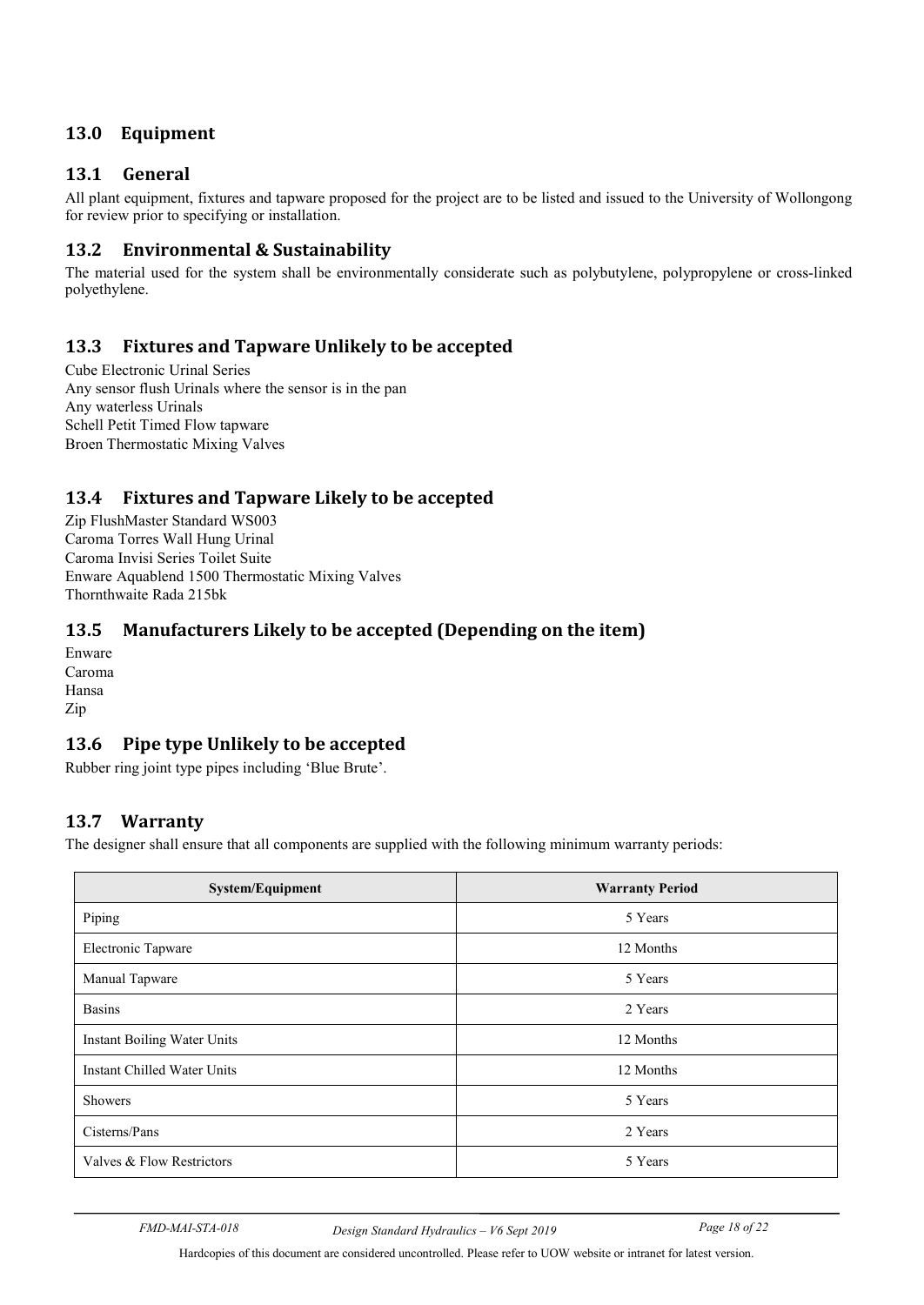## 13.0 Equipment

### 13.1 General

All plant equipment, fixtures and tapware proposed for the project are to be listed and issued to the University of Wollongong for review prior to specifying or installation.

### 13.2 Environmental & Sustainability

The material used for the system shall be environmentally considerate such as polybutylene, polypropylene or cross-linked polyethylene.

### 13.3 Fixtures and Tapware Unlikely to be accepted

Cube Electronic Urinal Series
Any sensor flush Urinals where the sensor is in the pan
Any waterless Urinals
Schell Petit Timed Flow tapware
Broen Thermostatic Mixing Valves

### 13.4 Fixtures and Tapware Likely to be accepted

Zip FlushMaster Standard WS003
Caroma Torres Wall Hung Urinal
Caroma Invisi Series Toilet Suite
Enware Aquablend 1500 Thermostatic Mixing Valves
Thornthwaite Rada 215bk

### 13.5 Manufacturers Likely to be accepted (Depending on the item)

Enware
Caroma
Hansa
Zip

### 13.6 Pipe type Unlikely to be accepted

Rubber ring joint type pipes including 'Blue Brute'.

### 13.7 Warranty

The designer shall ensure that all components are supplied with the following minimum warranty periods:

| System/Equipment | Warranty Period |
|---|---|
| Piping | 5 Years |
| Electronic Tapware | 12 Months |
| Manual Tapware | 5 Years |
| Basins | 2 Years |
| Instant Boiling Water Units | 12 Months |
| Instant Chilled Water Units | 12 Months |
| Showers | 5 Years |
| Cisterns/Pans | 2 Years |
| Valves & Flow Restrictors | 5 Years |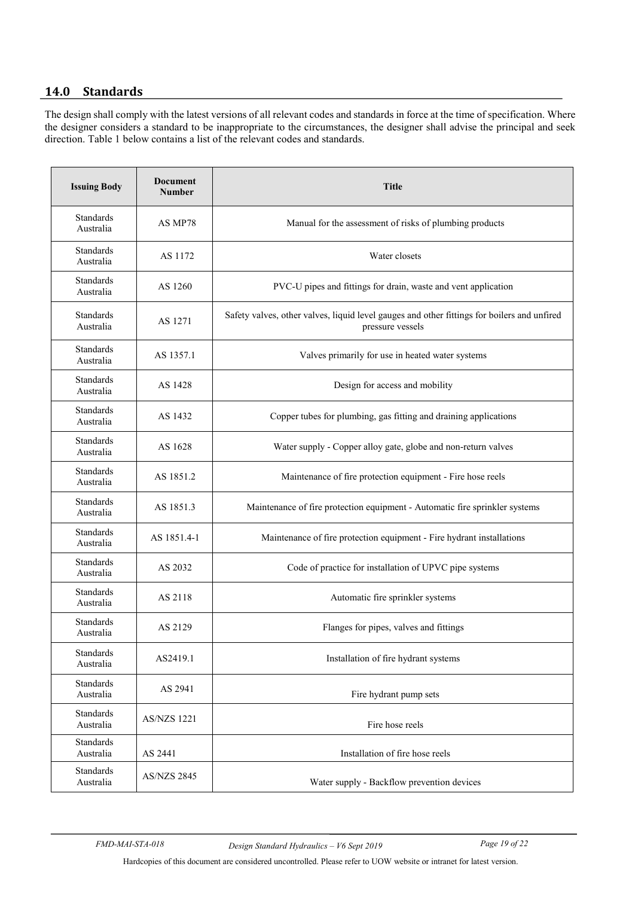## 14.0 Standards

The design shall comply with the latest versions of all relevant codes and standards in force at the time of specification. Where the designer considers a standard to be inappropriate to the circumstances, the designer shall advise the principal and seek direction. Table 1 below contains a list of the relevant codes and standards.

| Issuing Body | Document Number | Title |
|---|---|---|
| Standards Australia | AS MP78 | Manual for the assessment of risks of plumbing products |
| Standards Australia | AS 1172 | Water closets |
| Standards Australia | AS 1260 | PVC-U pipes and fittings for drain, waste and vent application |
| Standards Australia | AS 1271 | Safety valves, other valves, liquid level gauges and other fittings for boilers and unfired pressure vessels |
| Standards Australia | AS 1357.1 | Valves primarily for use in heated water systems |
| Standards Australia | AS 1428 | Design for access and mobility |
| Standards Australia | AS 1432 | Copper tubes for plumbing, gas fitting and draining applications |
| Standards Australia | AS 1628 | Water supply - Copper alloy gate, globe and non-return valves |
| Standards Australia | AS 1851.2 | Maintenance of fire protection equipment - Fire hose reels |
| Standards Australia | AS 1851.3 | Maintenance of fire protection equipment - Automatic fire sprinkler systems |
| Standards Australia | AS 1851.4-1 | Maintenance of fire protection equipment - Fire hydrant installations |
| Standards Australia | AS 2032 | Code of practice for installation of UPVC pipe systems |
| Standards Australia | AS 2118 | Automatic fire sprinkler systems |
| Standards Australia | AS 2129 | Flanges for pipes, valves and fittings |
| Standards Australia | AS2419.1 | Installation of fire hydrant systems |
| Standards Australia | AS 2941 | Fire hydrant pump sets |
| Standards Australia | AS/NZS 1221 | Fire hose reels |
| Standards Australia | AS 2441 | Installation of fire hose reels |
| Standards Australia | AS/NZS 2845 | Water supply - Backflow prevention devices |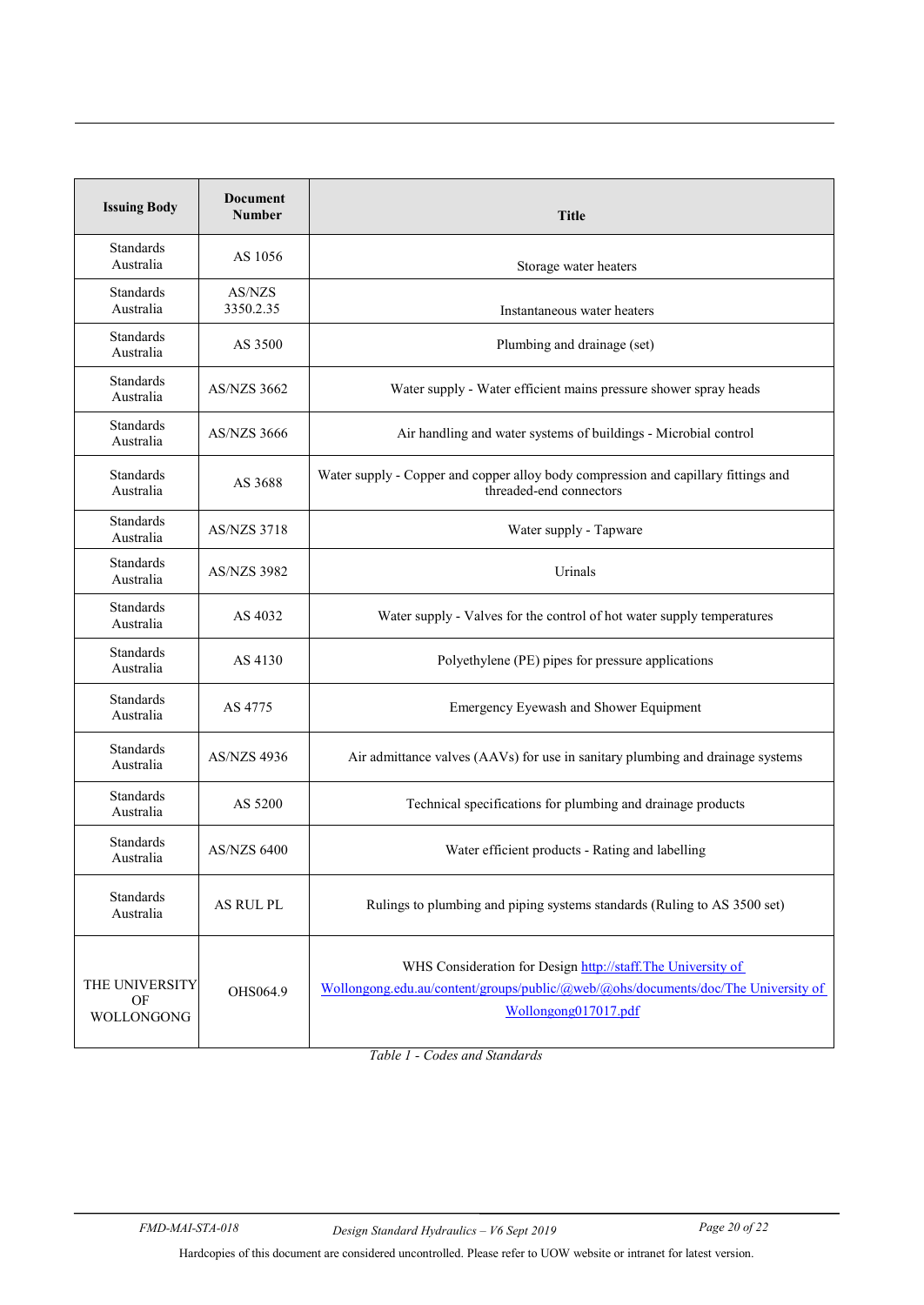| Issuing Body | Document Number | Title |
|---|---|---|
| Standards Australia | AS 1056 | Storage water heaters |
| Standards Australia | AS/NZS 3350.2.35 | Instantaneous water heaters |
| Standards Australia | AS 3500 | Plumbing and drainage (set) |
| Standards Australia | AS/NZS 3662 | Water supply - Water efficient mains pressure shower spray heads |
| Standards Australia | AS/NZS 3666 | Air handling and water systems of buildings - Microbial control |
| Standards Australia | AS 3688 | Water supply - Copper and copper alloy body compression and capillary fittings and threaded-end connectors |
| Standards Australia | AS/NZS 3718 | Water supply - Tapware |
| Standards Australia | AS/NZS 3982 | Urinals |
| Standards Australia | AS 4032 | Water supply - Valves for the control of hot water supply temperatures |
| Standards Australia | AS 4130 | Polyethylene (PE) pipes for pressure applications |
| Standards Australia | AS 4775 | Emergency Eyewash and Shower Equipment |
| Standards Australia | AS/NZS 4936 | Air admittance valves (AAVs) for use in sanitary plumbing and drainage systems |
| Standards Australia | AS 5200 | Technical specifications for plumbing and drainage products |
| Standards Australia | AS/NZS 6400 | Water efficient products - Rating and labelling |
| Standards Australia | AS RUL PL | Rulings to plumbing and piping systems standards (Ruling to AS 3500 set) |
| THE UNIVERSITY OF WOLLONGONG | OHS064.9 | WHS Consideration for Design http://staff.The University of Wollongong.edu.au/content/groups/public/@web/@ohs/documents/doc/The University of Wollongong017017.pdf |

*Table 1 - Codes and Standards*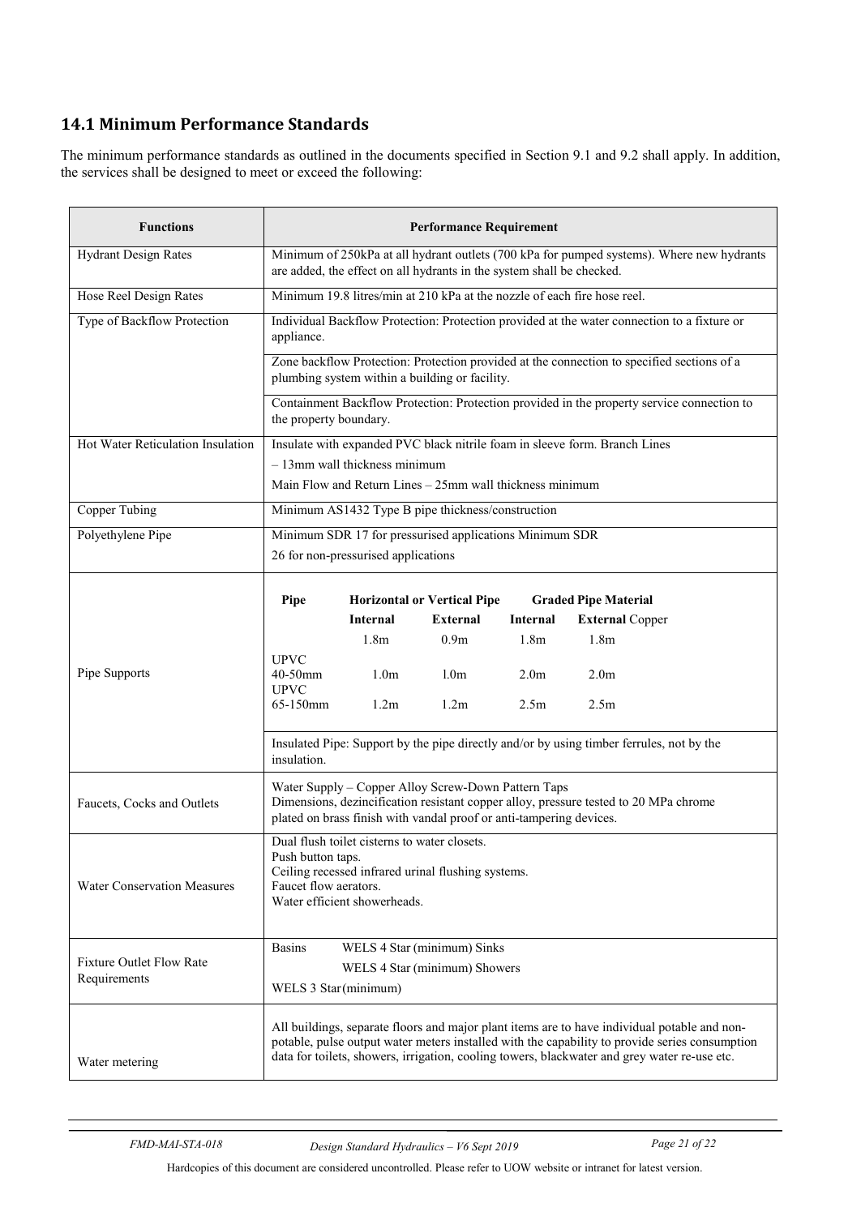## 14.1 Minimum Performance Standards

The minimum performance standards as outlined in the documents specified in Section 9.1 and 9.2 shall apply. In addition, the services shall be designed to meet or exceed the following:

| Functions | Performance Requirement |
|---|---|
| Hydrant Design Rates | Minimum of 250kPa at all hydrant outlets (700 kPa for pumped systems). Where new hydrants are added, the effect on all hydrants in the system shall be checked. |
| Hose Reel Design Rates | Minimum 19.8 litres/min at 210 kPa at the nozzle of each fire hose reel. |
| Type of Backflow Protection | Individual Backflow Protection: Protection provided at the water connection to a fixture or appliance. |
| | Zone backflow Protection: Protection provided at the connection to specified sections of a plumbing system within a building or facility. |
| | Containment Backflow Protection: Protection provided in the property service connection to the property boundary. |
| Hot Water Reticulation Insulation | Insulate with expanded PVC black nitrile foam in sleeve form. Branch Lines<br>– 13mm wall thickness minimum<br>Main Flow and Return Lines – 25mm wall thickness minimum |
| Copper Tubing | Minimum AS1432 Type B pipe thickness/construction |
| Polyethylene Pipe | Minimum SDR 17 for pressurised applications Minimum SDR<br>26 for non-pressurised applications |
| Pipe Supports | **Pipe** / **Horizontal or Vertical Pipe** (**Internal**, **External**) / **Graded Pipe Material** (**Internal**, **External**) Copper: 1.8m, 0.9m, 1.8m, 1.8m<br>UPVC 40-50mm: 1.0m, 1.0m, 2.0m, 2.0m<br>UPVC 65-150mm: 1.2m, 1.2m, 2.5m, 2.5m |
| | Insulated Pipe: Support by the pipe directly and/or by using timber ferrules, not by the insulation. |
| Faucets, Cocks and Outlets | Water Supply – Copper Alloy Screw-Down Pattern Taps<br>Dimensions, dezincification resistant copper alloy, pressure tested to 20 MPa chrome plated on brass finish with vandal proof or anti-tampering devices. |
| Water Conservation Measures | Dual flush toilet cisterns to water closets.<br>Push button taps.<br>Ceiling recessed infrared urinal flushing systems.<br>Faucet flow aerators.<br>Water efficient showerheads. |
| Fixture Outlet Flow Rate Requirements | Basins WELS 4 Star (minimum) Sinks<br>WELS 4 Star (minimum) Showers<br>WELS 3 Star (minimum) |
| Water metering | All buildings, separate floors and major plant items are to have individual potable and non-potable, pulse output water meters installed with the capability to provide series consumption data for toilets, showers, irrigation, cooling towers, blackwater and grey water re-use etc. |

Hardcopies of this document are considered uncontrolled. Please refer to UOW website or intranet for latest version.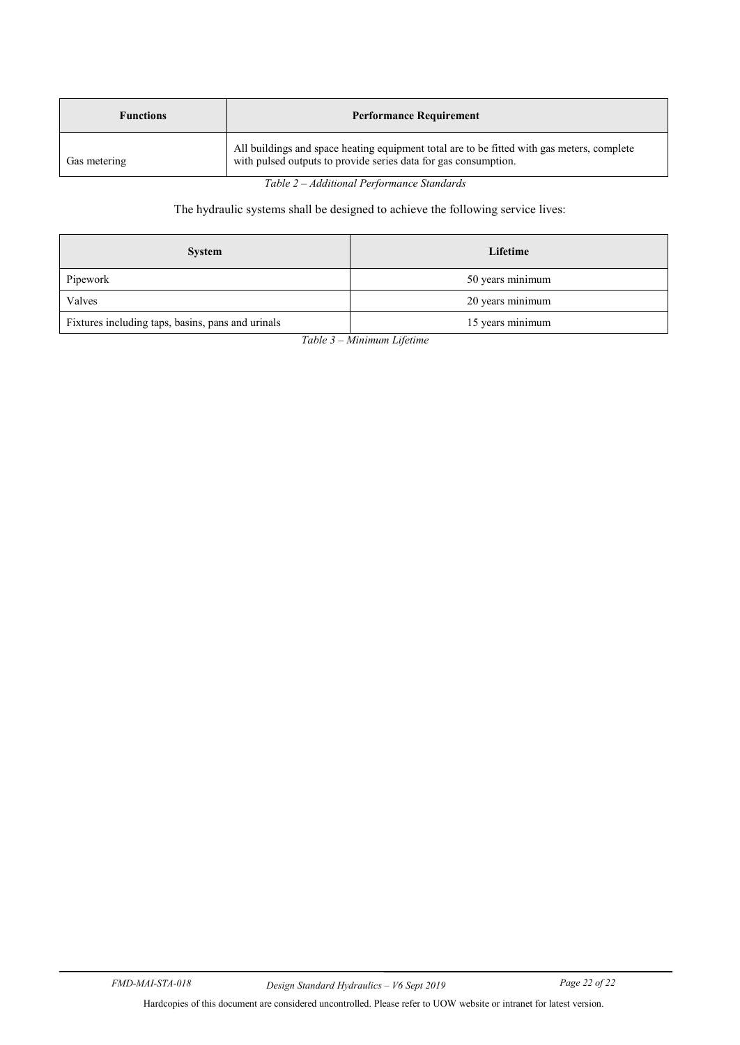| Functions | Performance Requirement |
|---|---|
| Gas metering | All buildings and space heating equipment total are to be fitted with gas meters, complete with pulsed outputs to provide series data for gas consumption. |

*Table 2 – Additional Performance Standards*

The hydraulic systems shall be designed to achieve the following service lives:

| System | Lifetime |
|---|---|
| Pipework | 50 years minimum |
| Valves | 20 years minimum |
| Fixtures including taps, basins, pans and urinals | 15 years minimum |

*Table 3 – Minimum Lifetime*